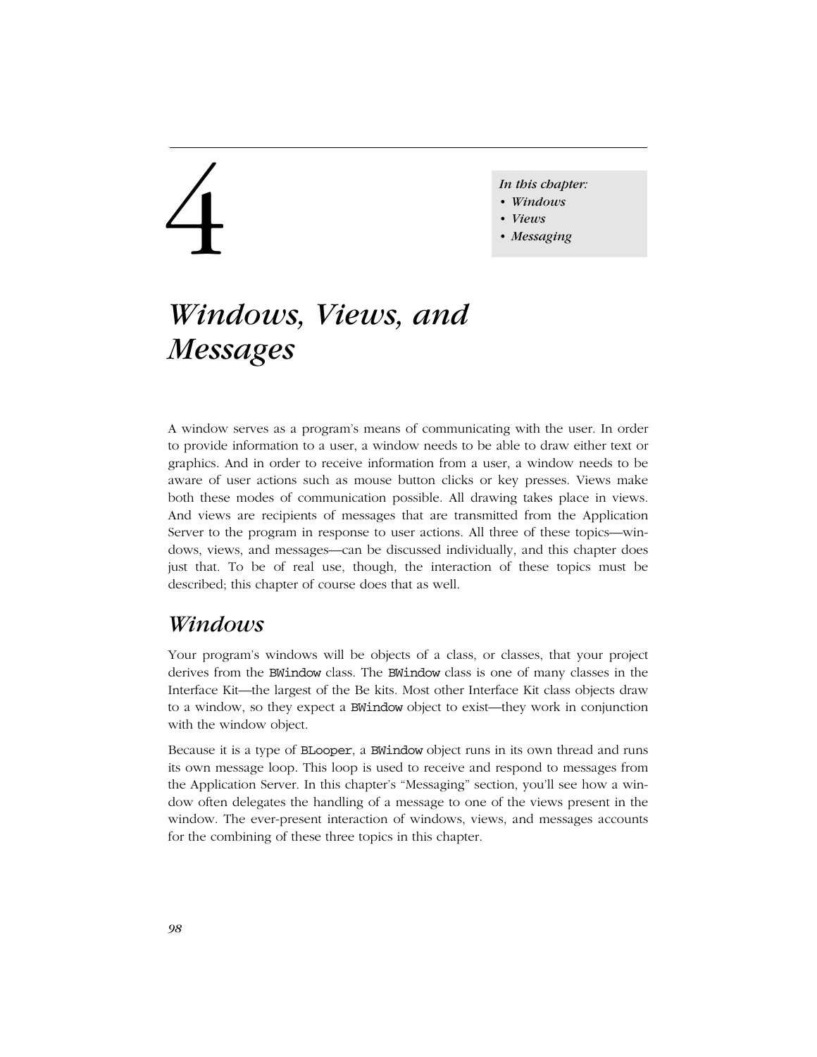# 4 Windows, Views, and Messages

*In this chapter:*
- *Windows*
- *Views*
- *Messaging*

A window serves as a program's means of communicating with the user. In order to provide information to a user, a window needs to be able to draw either text or graphics. And in order to receive information from a user, a window needs to be aware of user actions such as mouse button clicks or key presses. Views make both these modes of communication possible. All drawing takes place in views. And views are recipients of messages that are transmitted from the Application Server to the program in response to user actions. All three of these topics—windows, views, and messages—can be discussed individually, and this chapter does just that. To be of real use, though, the interaction of these topics must be described; this chapter of course does that as well.

## Windows

Your program's windows will be objects of a class, or classes, that your project derives from the `BWindow` class. The `BWindow` class is one of many classes in the Interface Kit—the largest of the Be kits. Most other Interface Kit class objects draw to a window, so they expect a `BWindow` object to exist—they work in conjunction with the window object.

Because it is a type of `BLooper`, a `BWindow` object runs in its own thread and runs its own message loop. This loop is used to receive and respond to messages from the Application Server. In this chapter's "Messaging" section, you'll see how a window often delegates the handling of a message to one of the views present in the window. The ever-present interaction of windows, views, and messages accounts for the combining of these three topics in this chapter.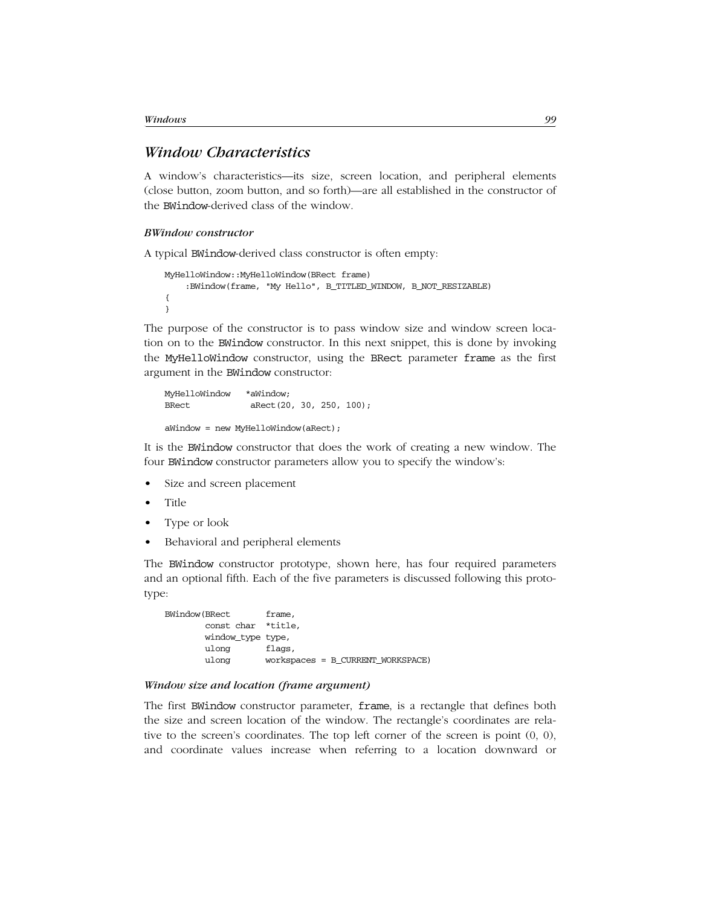## *Window Characteristics*

A window's characteristics—its size, screen location, and peripheral elements (close button, zoom button, and so forth)—are all established in the constructor of the BWindow-derived class of the window.

### *BWindow constructor*

A typical BWindow-derived class constructor is often empty:

```
MyHelloWindow::MyHelloWindow(BRect frame)
    :BWindow(frame, "My Hello", B_TITLED_WINDOW, B_NOT_RESIZABLE)
{
}
```

The purpose of the constructor is to pass window size and window screen location on to the BWindow constructor. In this next snippet, this is done by invoking the MyHelloWindow constructor, using the BRect parameter frame as the first argument in the BWindow constructor:

```
MyHelloWindow   *aWindow;
BRect            aRect(20, 30, 250, 100);

aWindow = new MyHelloWindow(aRect);
```

It is the BWindow constructor that does the work of creating a new window. The four BWindow constructor parameters allow you to specify the window's:

- Size and screen placement
- Title
- Type or look
- Behavioral and peripheral elements

The BWindow constructor prototype, shown here, has four required parameters and an optional fifth. Each of the five parameters is discussed following this prototype:

```
BWindow(BRect       frame,
        const char  *title,
        window_type type,
        ulong       flags,
        ulong       workspaces = B_CURRENT_WORKSPACE)
```

### *Window size and location (frame argument)*

The first BWindow constructor parameter, frame, is a rectangle that defines both the size and screen location of the window. The rectangle's coordinates are relative to the screen's coordinates. The top left corner of the screen is point (0, 0), and coordinate values increase when referring to a location downward or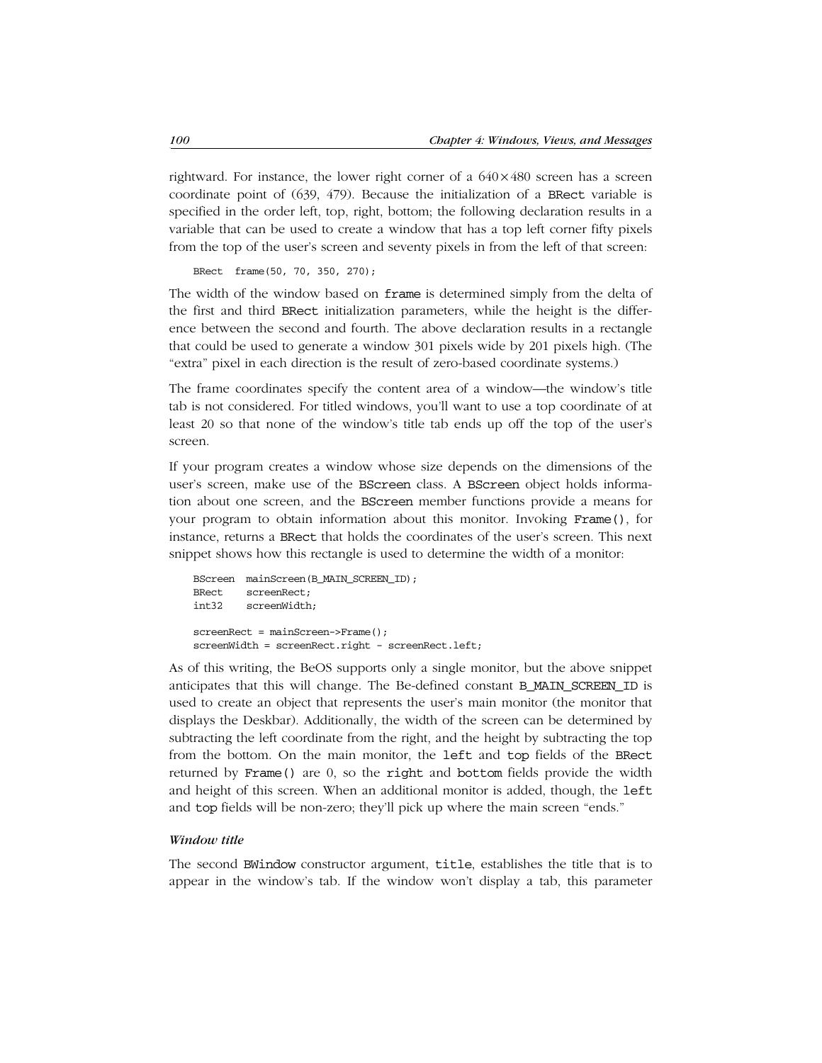rightward. For instance, the lower right corner of a 640×480 screen has a screen coordinate point of (639, 479). Because the initialization of a BRect variable is specified in the order left, top, right, bottom; the following declaration results in a variable that can be used to create a window that has a top left corner fifty pixels from the top of the user's screen and seventy pixels in from the left of that screen:

```
BRect  frame(50, 70, 350, 270);
```

The width of the window based on frame is determined simply from the delta of the first and third BRect initialization parameters, while the height is the difference between the second and fourth. The above declaration results in a rectangle that could be used to generate a window 301 pixels wide by 201 pixels high. (The "extra" pixel in each direction is the result of zero-based coordinate systems.)

The frame coordinates specify the content area of a window—the window's title tab is not considered. For titled windows, you'll want to use a top coordinate of at least 20 so that none of the window's title tab ends up off the top of the user's screen.

If your program creates a window whose size depends on the dimensions of the user's screen, make use of the BScreen class. A BScreen object holds information about one screen, and the BScreen member functions provide a means for your program to obtain information about this monitor. Invoking Frame(), for instance, returns a BRect that holds the coordinates of the user's screen. This next snippet shows how this rectangle is used to determine the width of a monitor:

```
BScreen  mainScreen(B_MAIN_SCREEN_ID);
BRect    screenRect;
int32    screenWidth;

screenRect = mainScreen->Frame();
screenWidth = screenRect.right - screenRect.left;
```

As of this writing, the BeOS supports only a single monitor, but the above snippet anticipates that this will change. The Be-defined constant B_MAIN_SCREEN_ID is used to create an object that represents the user's main monitor (the monitor that displays the Deskbar). Additionally, the width of the screen can be determined by subtracting the left coordinate from the right, and the height by subtracting the top from the bottom. On the main monitor, the left and top fields of the BRect returned by Frame() are 0, so the right and bottom fields provide the width and height of this screen. When an additional monitor is added, though, the left and top fields will be non-zero; they'll pick up where the main screen "ends."

#### *Window title*

The second BWindow constructor argument, title, establishes the title that is to appear in the window's tab. If the window won't display a tab, this parameter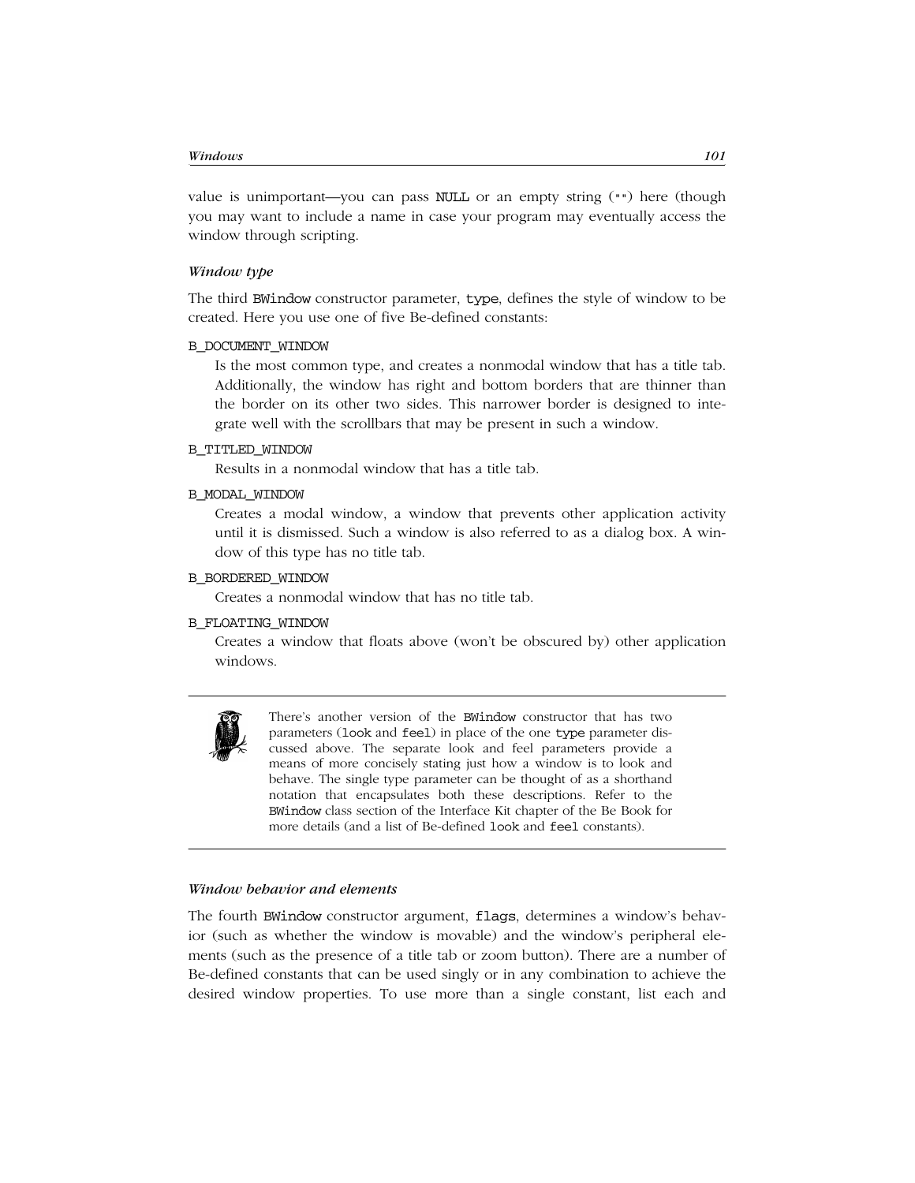value is unimportant—you can pass NULL or an empty string ("") here (though you may want to include a name in case your program may eventually access the window through scripting.

### *Window type*

The third BWindow constructor parameter, type, defines the style of window to be created. Here you use one of five Be-defined constants:

B_DOCUMENT_WINDOW
: Is the most common type, and creates a nonmodal window that has a title tab. Additionally, the window has right and bottom borders that are thinner than the border on its other two sides. This narrower border is designed to integrate well with the scrollbars that may be present in such a window.

B_TITLED_WINDOW
: Results in a nonmodal window that has a title tab.

B_MODAL_WINDOW
: Creates a modal window, a window that prevents other application activity until it is dismissed. Such a window is also referred to as a dialog box. A window of this type has no title tab.

B_BORDERED_WINDOW
: Creates a nonmodal window that has no title tab.

B_FLOATING_WINDOW
: Creates a window that floats above (won't be obscured by) other application windows.

> There's another version of the BWindow constructor that has two parameters (look and feel) in place of the one type parameter discussed above. The separate look and feel parameters provide a means of more concisely stating just how a window is to look and behave. The single type parameter can be thought of as a shorthand notation that encapsulates both these descriptions. Refer to the BWindow class section of the Interface Kit chapter of the Be Book for more details (and a list of Be-defined look and feel constants).

### *Window behavior and elements*

The fourth BWindow constructor argument, flags, determines a window's behavior (such as whether the window is movable) and the window's peripheral elements (such as the presence of a title tab or zoom button). There are a number of Be-defined constants that can be used singly or in any combination to achieve the desired window properties. To use more than a single constant, list each and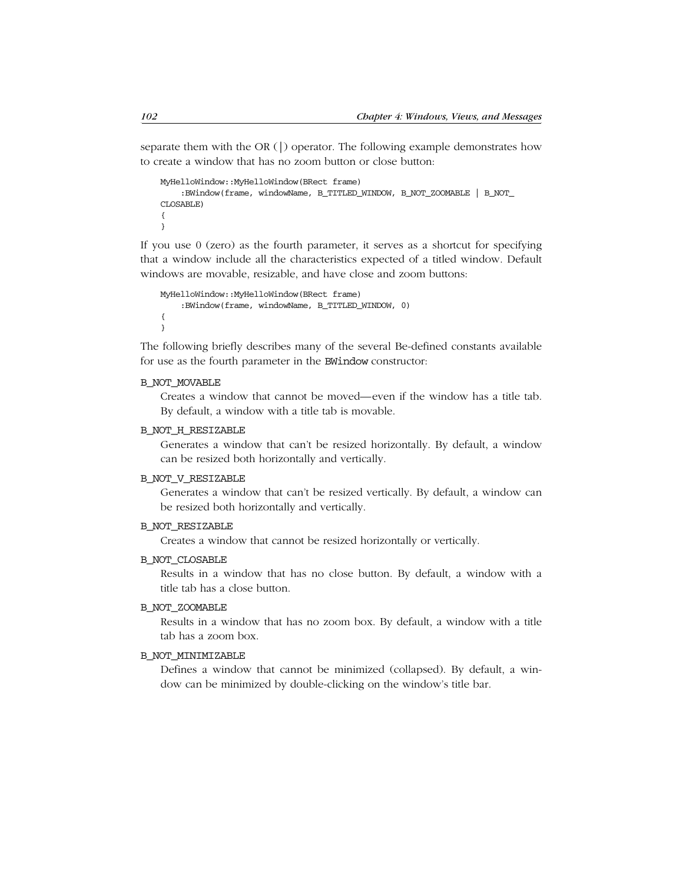separate them with the OR (|) operator. The following example demonstrates how to create a window that has no zoom button or close button:

```
MyHelloWindow::MyHelloWindow(BRect frame)
     :BWindow(frame, windowName, B_TITLED_WINDOW, B_NOT_ZOOMABLE | B_NOT_
CLOSABLE)
{
}
```

If you use 0 (zero) as the fourth parameter, it serves as a shortcut for specifying that a window include all the characteristics expected of a titled window. Default windows are movable, resizable, and have close and zoom buttons:

```
MyHelloWindow::MyHelloWindow(BRect frame)
     :BWindow(frame, windowName, B_TITLED_WINDOW, 0)
{
}
```

The following briefly describes many of the several Be-defined constants available for use as the fourth parameter in the `BWindow` constructor:

`B_NOT_MOVABLE`
: Creates a window that cannot be moved—even if the window has a title tab. By default, a window with a title tab is movable.

`B_NOT_H_RESIZABLE`
: Generates a window that can't be resized horizontally. By default, a window can be resized both horizontally and vertically.

`B_NOT_V_RESIZABLE`
: Generates a window that can't be resized vertically. By default, a window can be resized both horizontally and vertically.

`B_NOT_RESIZABLE`
: Creates a window that cannot be resized horizontally or vertically.

`B_NOT_CLOSABLE`
: Results in a window that has no close button. By default, a window with a title tab has a close button.

`B_NOT_ZOOMABLE`
: Results in a window that has no zoom box. By default, a window with a title tab has a zoom box.

`B_NOT_MINIMIZABLE`
: Defines a window that cannot be minimized (collapsed). By default, a window can be minimized by double-clicking on the window's title bar.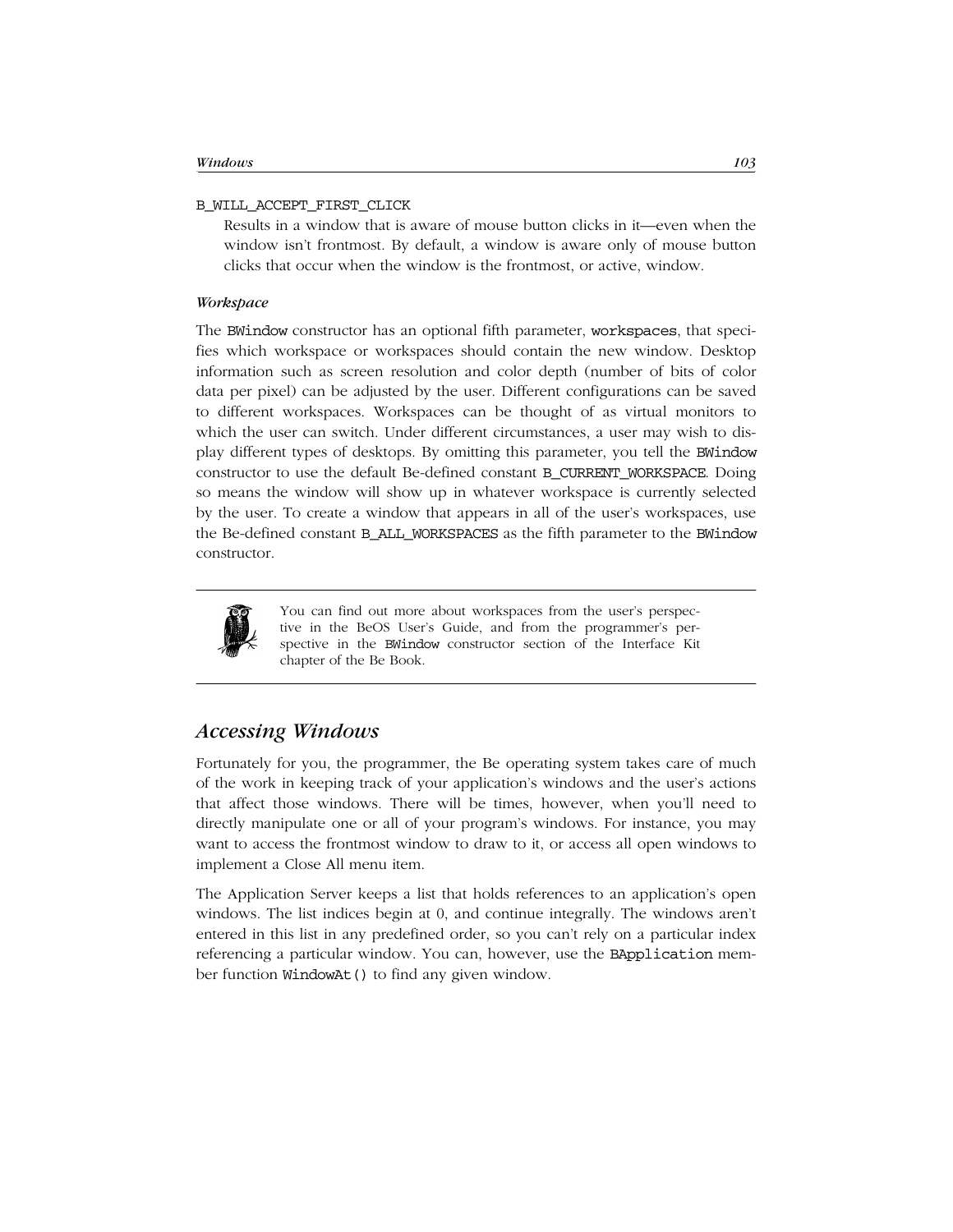B_WILL_ACCEPT_FIRST_CLICK

Results in a window that is aware of mouse button clicks in it—even when the window isn't frontmost. By default, a window is aware only of mouse button clicks that occur when the window is the frontmost, or active, window.

*Workspace*

The BWindow constructor has an optional fifth parameter, workspaces, that specifies which workspace or workspaces should contain the new window. Desktop information such as screen resolution and color depth (number of bits of color data per pixel) can be adjusted by the user. Different configurations can be saved to different workspaces. Workspaces can be thought of as virtual monitors to which the user can switch. Under different circumstances, a user may wish to display different types of desktops. By omitting this parameter, you tell the BWindow constructor to use the default Be-defined constant B_CURRENT_WORKSPACE. Doing so means the window will show up in whatever workspace is currently selected by the user. To create a window that appears in all of the user's workspaces, use the Be-defined constant B_ALL_WORKSPACES as the fifth parameter to the BWindow constructor.

> You can find out more about workspaces from the user's perspective in the BeOS User's Guide, and from the programmer's perspective in the BWindow constructor section of the Interface Kit chapter of the Be Book.

## Accessing Windows

Fortunately for you, the programmer, the Be operating system takes care of much of the work in keeping track of your application's windows and the user's actions that affect those windows. There will be times, however, when you'll need to directly manipulate one or all of your program's windows. For instance, you may want to access the frontmost window to draw to it, or access all open windows to implement a Close All menu item.

The Application Server keeps a list that holds references to an application's open windows. The list indices begin at 0, and continue integrally. The windows aren't entered in this list in any predefined order, so you can't rely on a particular index referencing a particular window. You can, however, use the BApplication member function WindowAt() to find any given window.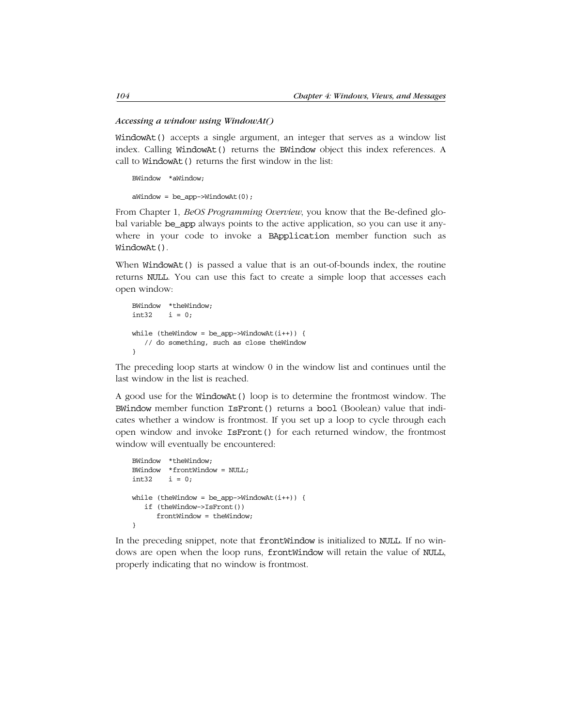#### *Accessing a window using WindowAt()*

WindowAt() accepts a single argument, an integer that serves as a window list index. Calling WindowAt() returns the BWindow object this index references. A call to WindowAt() returns the first window in the list:

```
BWindow  *aWindow;

aWindow = be_app->WindowAt(0);
```

From Chapter 1, *BeOS Programming Overview*, you know that the Be-defined global variable be_app always points to the active application, so you can use it anywhere in your code to invoke a BApplication member function such as WindowAt().

When WindowAt() is passed a value that is an out-of-bounds index, the routine returns NULL. You can use this fact to create a simple loop that accesses each open window:

```
BWindow  *theWindow;
int32    i = 0;

while (theWindow = be_app->WindowAt(i++)) {
   // do something, such as close theWindow
}
```

The preceding loop starts at window 0 in the window list and continues until the last window in the list is reached.

A good use for the WindowAt() loop is to determine the frontmost window. The BWindow member function IsFront() returns a bool (Boolean) value that indicates whether a window is frontmost. If you set up a loop to cycle through each open window and invoke IsFront() for each returned window, the frontmost window will eventually be encountered:

```
BWindow  *theWindow;
BWindow  *frontWindow = NULL;
int32    i = 0;

while (theWindow = be_app->WindowAt(i++)) {
   if (theWindow->IsFront())
      frontWindow = theWindow;
}
```

In the preceding snippet, note that frontWindow is initialized to NULL. If no windows are open when the loop runs, frontWindow will retain the value of NULL, properly indicating that no window is frontmost.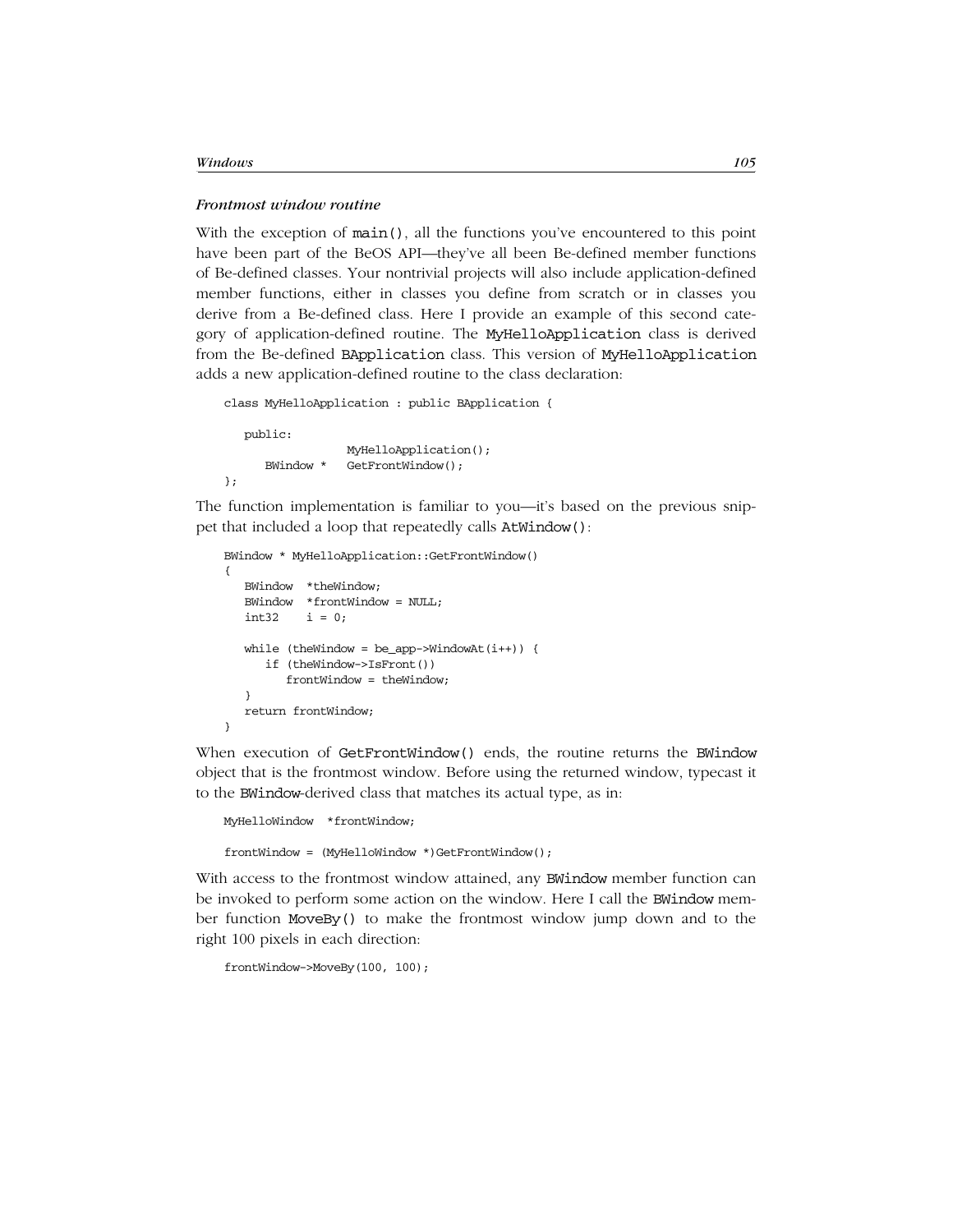#### *Frontmost window routine*

With the exception of `main()`, all the functions you've encountered to this point have been part of the BeOS API—they've all been Be-defined member functions of Be-defined classes. Your nontrivial projects will also include application-defined member functions, either in classes you define from scratch or in classes you derive from a Be-defined class. Here I provide an example of this second category of application-defined routine. The `MyHelloApplication` class is derived from the Be-defined `BApplication` class. This version of `MyHelloApplication` adds a new application-defined routine to the class declaration:

```
class MyHelloApplication : public BApplication {

   public:
                  MyHelloApplication();
      BWindow *   GetFrontWindow();
};
```

The function implementation is familiar to you—it's based on the previous snippet that included a loop that repeatedly calls `AtWindow()`:

```
BWindow * MyHelloApplication::GetFrontWindow()
{
   BWindow  *theWindow;
   BWindow  *frontWindow = NULL;
   int32    i = 0;

   while (theWindow = be_app->WindowAt(i++)) {
      if (theWindow->IsFront())
         frontWindow = theWindow;
   }
   return frontWindow;
}
```

When execution of `GetFrontWindow()` ends, the routine returns the `BWindow` object that is the frontmost window. Before using the returned window, typecast it to the `BWindow`-derived class that matches its actual type, as in:

```
MyHelloWindow  *frontWindow;

frontWindow = (MyHelloWindow *)GetFrontWindow();
```

With access to the frontmost window attained, any `BWindow` member function can be invoked to perform some action on the window. Here I call the `BWindow` member function `MoveBy()` to make the frontmost window jump down and to the right 100 pixels in each direction:

```
frontWindow->MoveBy(100, 100);
```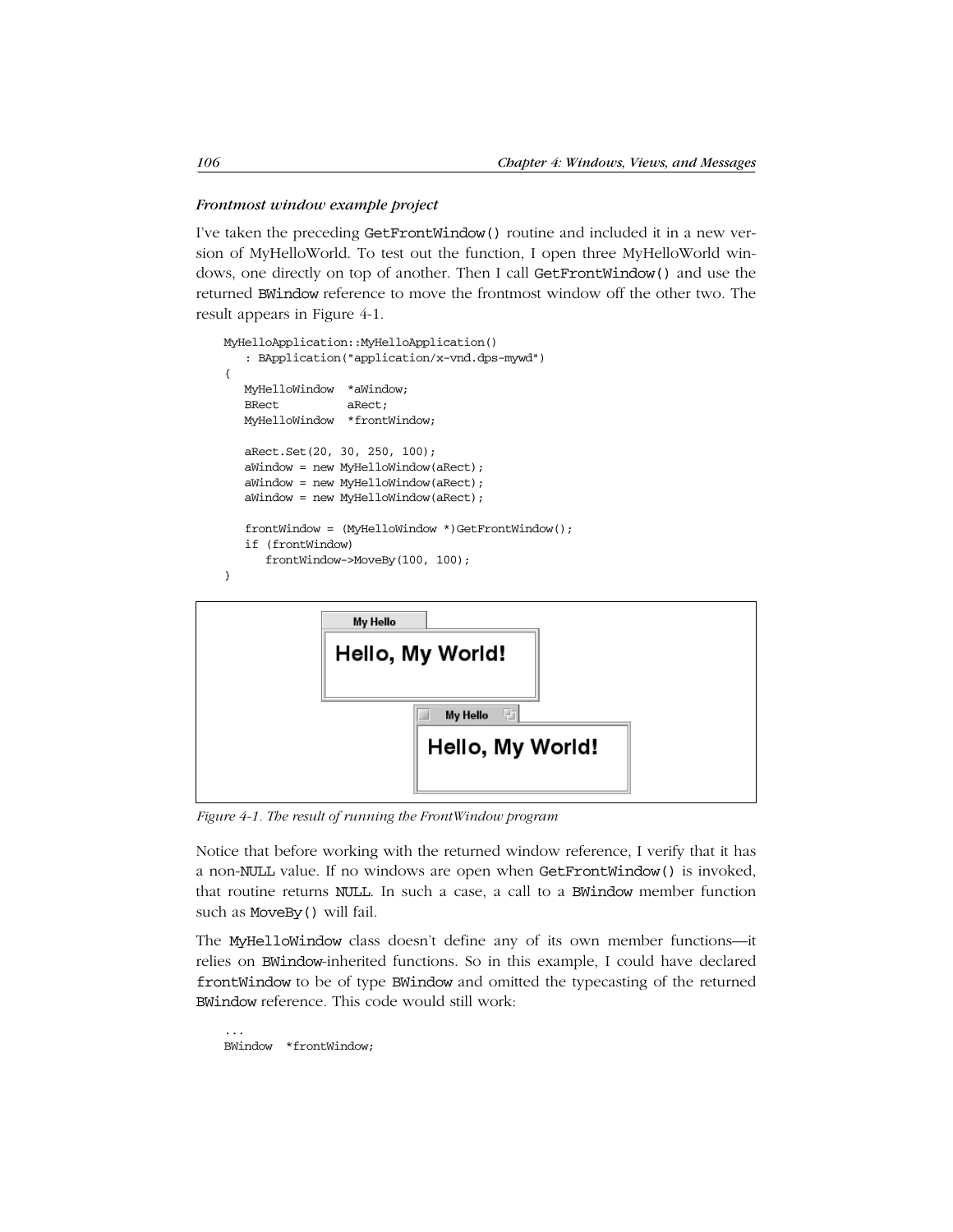### *Frontmost window example project*

I've taken the preceding GetFrontWindow() routine and included it in a new version of MyHelloWorld. To test out the function, I open three MyHelloWorld windows, one directly on top of another. Then I call GetFrontWindow() and use the returned BWindow reference to move the frontmost window off the other two. The result appears in Figure 4-1.

```
MyHelloApplication::MyHelloApplication()
   : BApplication("application/x-vnd.dps-mywd")
{
   MyHelloWindow  *aWindow;
   BRect          aRect;
   MyHelloWindow  *frontWindow;

   aRect.Set(20, 30, 250, 100);
   aWindow = new MyHelloWindow(aRect);
   aWindow = new MyHelloWindow(aRect);
   aWindow = new MyHelloWindow(aRect);

   frontWindow = (MyHelloWindow *)GetFrontWindow();
   if (frontWindow)
      frontWindow->MoveBy(100, 100);
}
```

*Figure 4-1. The result of running the FrontWindow program*

Notice that before working with the returned window reference, I verify that it has a non-NULL value. If no windows are open when GetFrontWindow() is invoked, that routine returns NULL. In such a case, a call to a BWindow member function such as MoveBy() will fail.

The MyHelloWindow class doesn't define any of its own member functions—it relies on BWindow-inherited functions. So in this example, I could have declared frontWindow to be of type BWindow and omitted the typecasting of the returned BWindow reference. This code would still work:

```
...
BWindow  *frontWindow;
```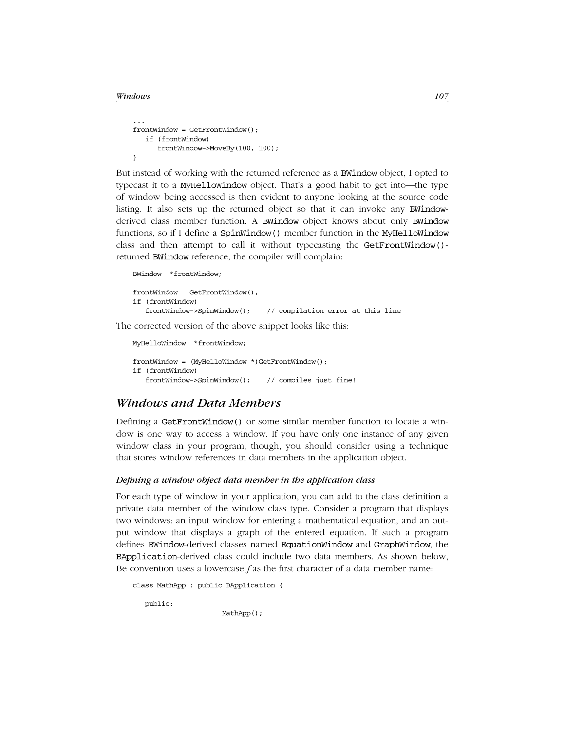```
...
frontWindow = GetFrontWindow();
   if (frontWindow)
      frontWindow->MoveBy(100, 100);
}
```

But instead of working with the returned reference as a BWindow object, I opted to typecast it to a MyHelloWindow object. That's a good habit to get into—the type of window being accessed is then evident to anyone looking at the source code listing. It also sets up the returned object so that it can invoke any BWindow-derived class member function. A BWindow object knows about only BWindow functions, so if I define a SpinWindow() member function in the MyHelloWindow class and then attempt to call it without typecasting the GetFrontWindow()-returned BWindow reference, the compiler will complain:

```
BWindow  *frontWindow;

frontWindow = GetFrontWindow();
if (frontWindow)
   frontWindow->SpinWindow();    // compilation error at this line
```

The corrected version of the above snippet looks like this:

```
MyHelloWindow  *frontWindow;

frontWindow = (MyHelloWindow *)GetFrontWindow();
if (frontWindow)
   frontWindow->SpinWindow();    // compiles just fine!
```

## Windows and Data Members

Defining a GetFrontWindow() or some similar member function to locate a window is one way to access a window. If you have only one instance of any given window class in your program, though, you should consider using a technique that stores window references in data members in the application object.

#### *Defining a window object data member in the application class*

For each type of window in your application, you can add to the class definition a private data member of the window class type. Consider a program that displays two windows: an input window for entering a mathematical equation, and an output window that displays a graph of the entered equation. If such a program defines BWindow-derived classes named EquationWindow and GraphWindow, the BApplication-derived class could include two data members. As shown below, Be convention uses a lowercase *f* as the first character of a data member name:

```
class MathApp : public BApplication {

   public:
                  MathApp();
```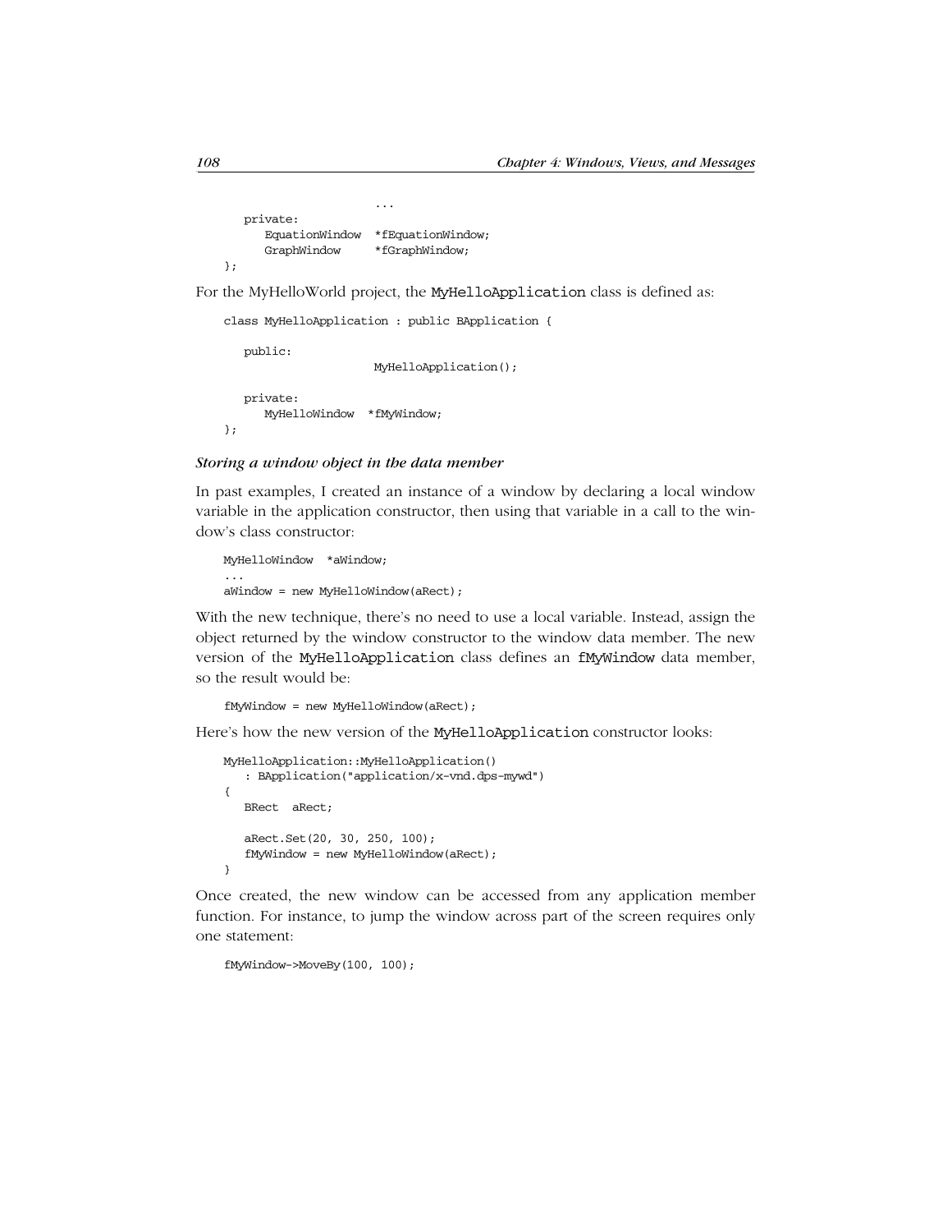```
                    ...
   private:
      EquationWindow  *fEquationWindow;
      GraphWindow     *fGraphWindow;
};
```

For the MyHelloWorld project, the `MyHelloApplication` class is defined as:

```
class MyHelloApplication : public BApplication {

   public:
                     MyHelloApplication();

   private:
      MyHelloWindow  *fMyWindow;
};
```

#### *Storing a window object in the data member*

In past examples, I created an instance of a window by declaring a local window variable in the application constructor, then using that variable in a call to the window's class constructor:

```
MyHelloWindow  *aWindow;
...
aWindow = new MyHelloWindow(aRect);
```

With the new technique, there's no need to use a local variable. Instead, assign the object returned by the window constructor to the window data member. The new version of the `MyHelloApplication` class defines an `fMyWindow` data member, so the result would be:

```
fMyWindow = new MyHelloWindow(aRect);
```

Here's how the new version of the `MyHelloApplication` constructor looks:

```
MyHelloApplication::MyHelloApplication()
   : BApplication("application/x-vnd.dps-mywd")
{
   BRect  aRect;

   aRect.Set(20, 30, 250, 100);
   fMyWindow = new MyHelloWindow(aRect);
}
```

Once created, the new window can be accessed from any application member function. For instance, to jump the window across part of the screen requires only one statement:

```
fMyWindow->MoveBy(100, 100);
```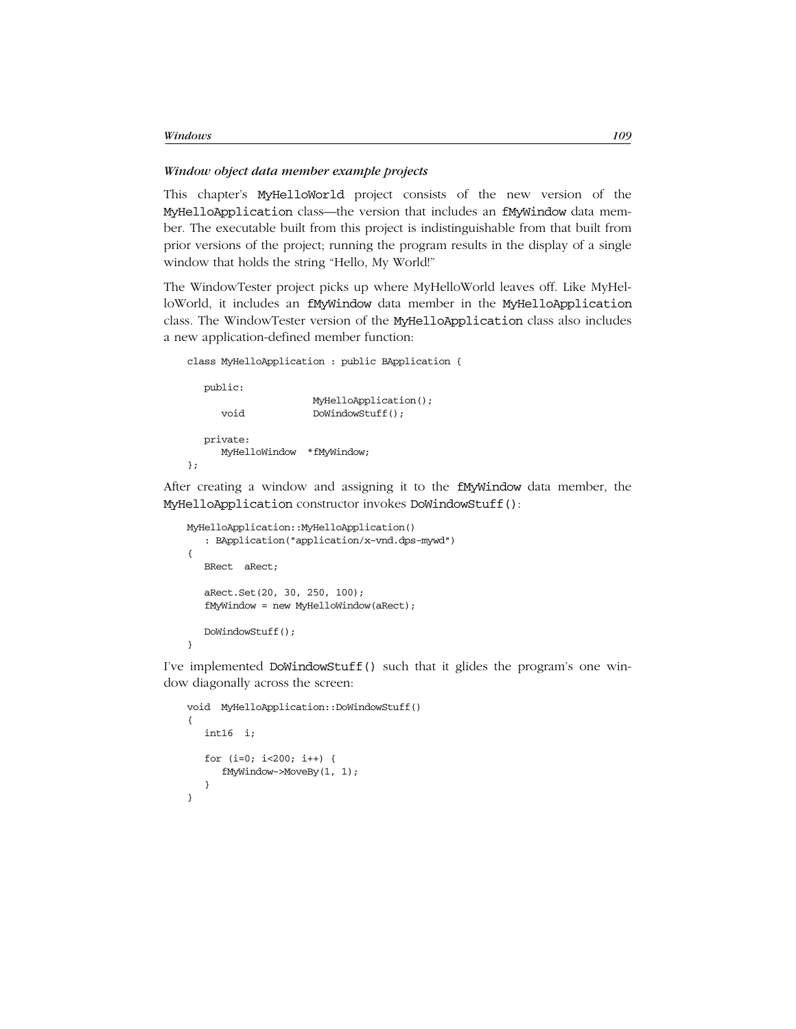### *Window object data member example projects*

This chapter's `MyHelloWorld` project consists of the new version of the `MyHelloApplication` class—the version that includes an `fMyWindow` data member. The executable built from this project is indistinguishable from that built from prior versions of the project; running the program results in the display of a single window that holds the string "Hello, My World!"

The WindowTester project picks up where MyHelloWorld leaves off. Like MyHelloWorld, it includes an `fMyWindow` data member in the `MyHelloApplication` class. The WindowTester version of the `MyHelloApplication` class also includes a new application-defined member function:

```
class MyHelloApplication : public BApplication {

   public:
                    MyHelloApplication();
      void          DoWindowStuff();

   private:
      MyHelloWindow  *fMyWindow;
};
```

After creating a window and assigning it to the `fMyWindow` data member, the `MyHelloApplication` constructor invokes `DoWindowStuff()`:

```
MyHelloApplication::MyHelloApplication()
   : BApplication("application/x-vnd.dps-mywd")
{
   BRect  aRect;

   aRect.Set(20, 30, 250, 100);
   fMyWindow = new MyHelloWindow(aRect);

   DoWindowStuff();
}
```

I've implemented `DoWindowStuff()` such that it glides the program's one window diagonally across the screen:

```
void  MyHelloApplication::DoWindowStuff()
{
   int16  i;

   for (i=0; i<200; i++) {
      fMyWindow->MoveBy(1, 1);
   }
}
```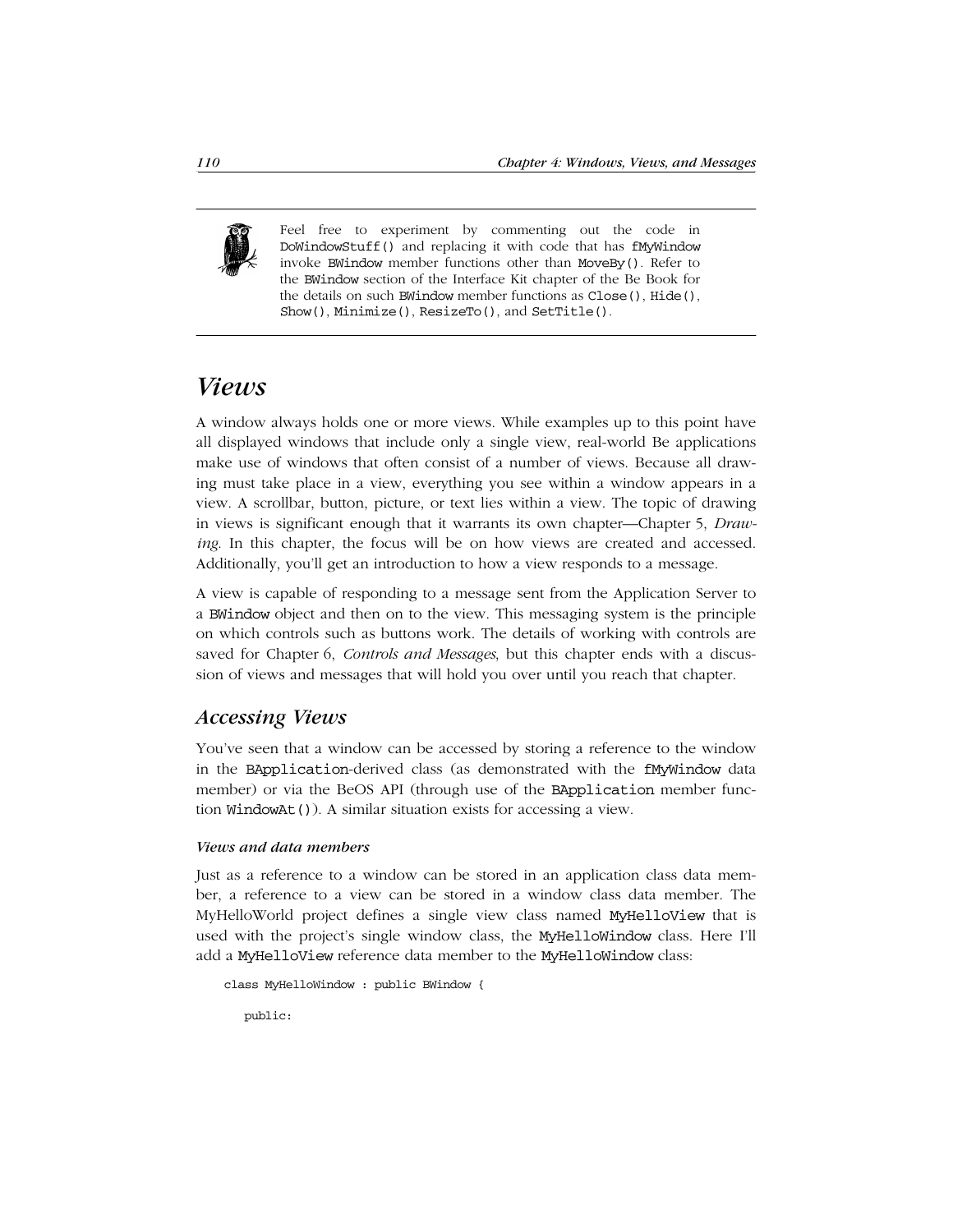> Feel free to experiment by commenting out the code in `DoWindowStuff()` and replacing it with code that has `fMyWindow` invoke `BWindow` member functions other than `MoveBy()`. Refer to the `BWindow` section of the Interface Kit chapter of the Be Book for the details on such `BWindow` member functions as `Close()`, `Hide()`, `Show()`, `Minimize()`, `ResizeTo()`, and `SetTitle()`.

# *Views*

A window always holds one or more views. While examples up to this point have all displayed windows that include only a single view, real-world Be applications make use of windows that often consist of a number of views. Because all drawing must take place in a view, everything you see within a window appears in a view. A scrollbar, button, picture, or text lies within a view. The topic of drawing in views is significant enough that it warrants its own chapter—Chapter 5, *Drawing*. In this chapter, the focus will be on how views are created and accessed. Additionally, you'll get an introduction to how a view responds to a message.

A view is capable of responding to a message sent from the Application Server to a `BWindow` object and then on to the view. This messaging system is the principle on which controls such as buttons work. The details of working with controls are saved for Chapter 6, *Controls and Messages*, but this chapter ends with a discussion of views and messages that will hold you over until you reach that chapter.

## *Accessing Views*

You've seen that a window can be accessed by storing a reference to the window in the `BApplication`-derived class (as demonstrated with the `fMyWindow` data member) or via the BeOS API (through use of the `BApplication` member function `WindowAt()`). A similar situation exists for accessing a view.

### *Views and data members*

Just as a reference to a window can be stored in an application class data member, a reference to a view can be stored in a window class data member. The MyHelloWorld project defines a single view class named `MyHelloView` that is used with the project's single window class, the `MyHelloWindow` class. Here I'll add a `MyHelloView` reference data member to the `MyHelloWindow` class:

```
class MyHelloWindow : public BWindow {

   public:
```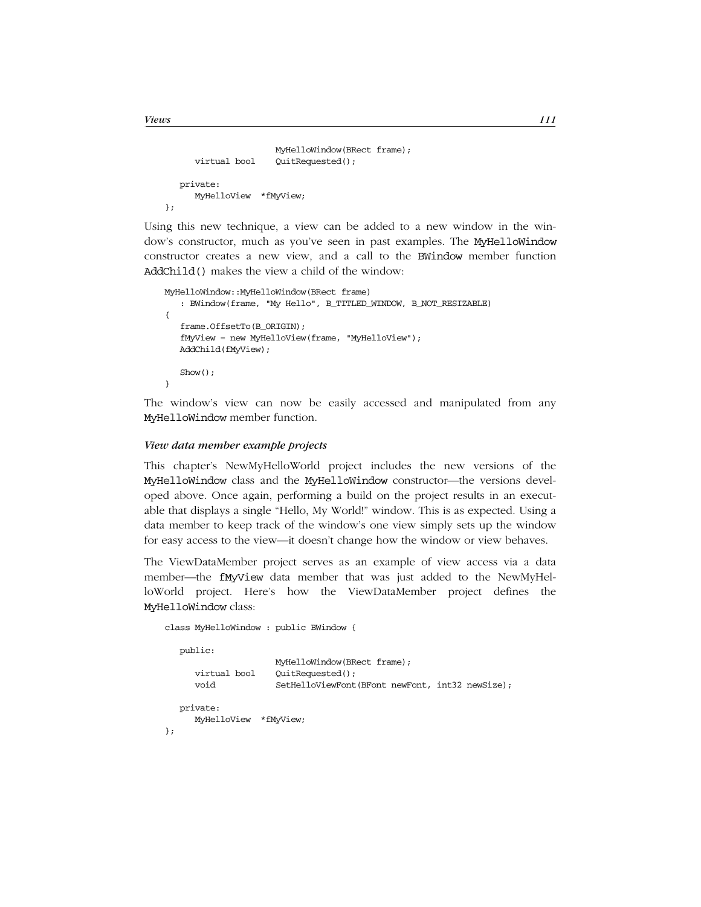```
                    MyHelloWindow(BRect frame);
      virtual bool   QuitRequested();

   private:
      MyHelloView  *fMyView;
};
```

Using this new technique, a view can be added to a new window in the window's constructor, much as you've seen in past examples. The MyHelloWindow constructor creates a new view, and a call to the BWindow member function AddChild() makes the view a child of the window:

```
MyHelloWindow::MyHelloWindow(BRect frame)
   : BWindow(frame, "My Hello", B_TITLED_WINDOW, B_NOT_RESIZABLE)
{
   frame.OffsetTo(B_ORIGIN);
   fMyView = new MyHelloView(frame, "MyHelloView");
   AddChild(fMyView);

   Show();
}
```

The window's view can now be easily accessed and manipulated from any MyHelloWindow member function.

#### *View data member example projects*

This chapter's NewMyHelloWorld project includes the new versions of the MyHelloWindow class and the MyHelloWindow constructor—the versions developed above. Once again, performing a build on the project results in an executable that displays a single "Hello, My World!" window. This is as expected. Using a data member to keep track of the window's one view simply sets up the window for easy access to the view—it doesn't change how the window or view behaves.

The ViewDataMember project serves as an example of view access via a data member—the fMyView data member that was just added to the NewMyHelloWorld project. Here's how the ViewDataMember project defines the MyHelloWindow class:

```
class MyHelloWindow : public BWindow {

   public:
                    MyHelloWindow(BRect frame);
      virtual bool   QuitRequested();
      void           SetHelloViewFont(BFont newFont, int32 newSize);

   private:
      MyHelloView  *fMyView;
};
```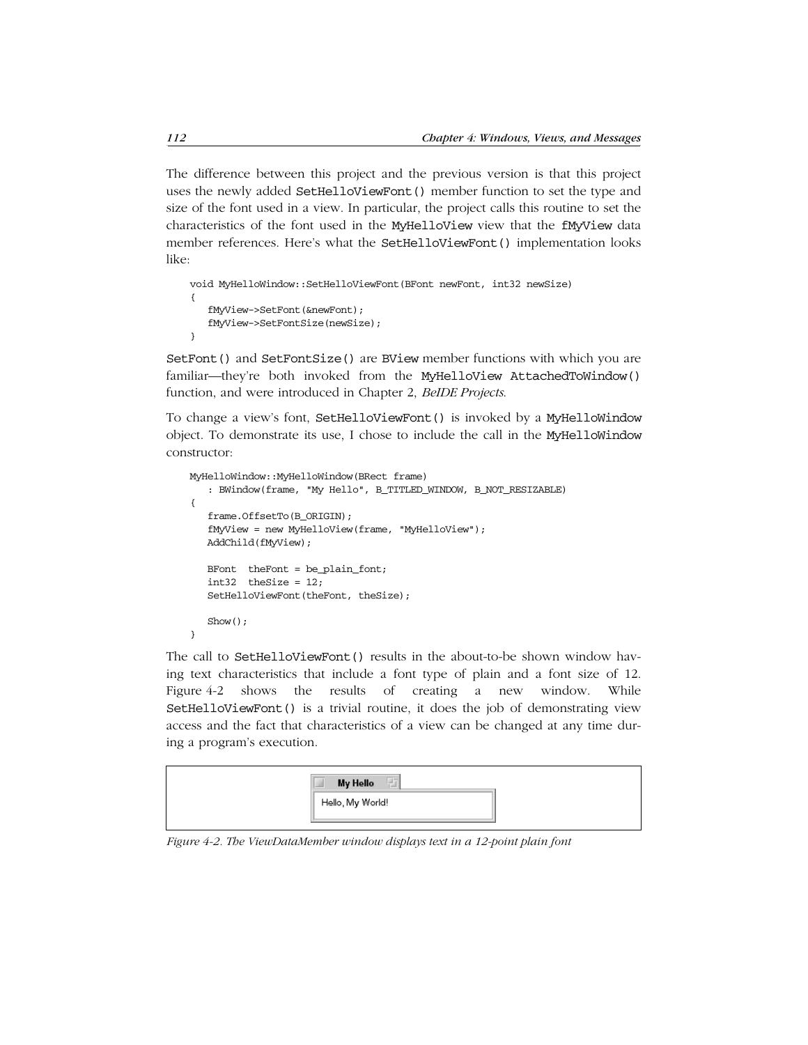The difference between this project and the previous version is that this project uses the newly added `SetHelloViewFont()` member function to set the type and size of the font used in a view. In particular, the project calls this routine to set the characteristics of the font used in the `MyHelloView` view that the `fMyView` data member references. Here's what the `SetHelloViewFont()` implementation looks like:

```
void MyHelloWindow::SetHelloViewFont(BFont newFont, int32 newSize)
{
   fMyView->SetFont(&newFont);
   fMyView->SetFontSize(newSize);
}
```

`SetFont()` and `SetFontSize()` are `BView` member functions with which you are familiar—they're both invoked from the `MyHelloView AttachedToWindow()` function, and were introduced in Chapter 2, *BeIDE Projects*.

To change a view's font, `SetHelloViewFont()` is invoked by a `MyHelloWindow` object. To demonstrate its use, I chose to include the call in the `MyHelloWindow` constructor:

```
MyHelloWindow::MyHelloWindow(BRect frame)
   : BWindow(frame, "My Hello", B_TITLED_WINDOW, B_NOT_RESIZABLE)
{
   frame.OffsetTo(B_ORIGIN);
   fMyView = new MyHelloView(frame, "MyHelloView");
   AddChild(fMyView);

   BFont  theFont = be_plain_font;
   int32  theSize = 12;
   SetHelloViewFont(theFont, theSize);

   Show();
}
```

The call to `SetHelloViewFont()` results in the about-to-be shown window having text characteristics that include a font type of plain and a font size of 12. Figure 4-2 shows the results of creating a new window. While `SetHelloViewFont()` is a trivial routine, it does the job of demonstrating view access and the fact that characteristics of a view can be changed at any time during a program's execution.

*Figure 4-2. The ViewDataMember window displays text in a 12-point plain font*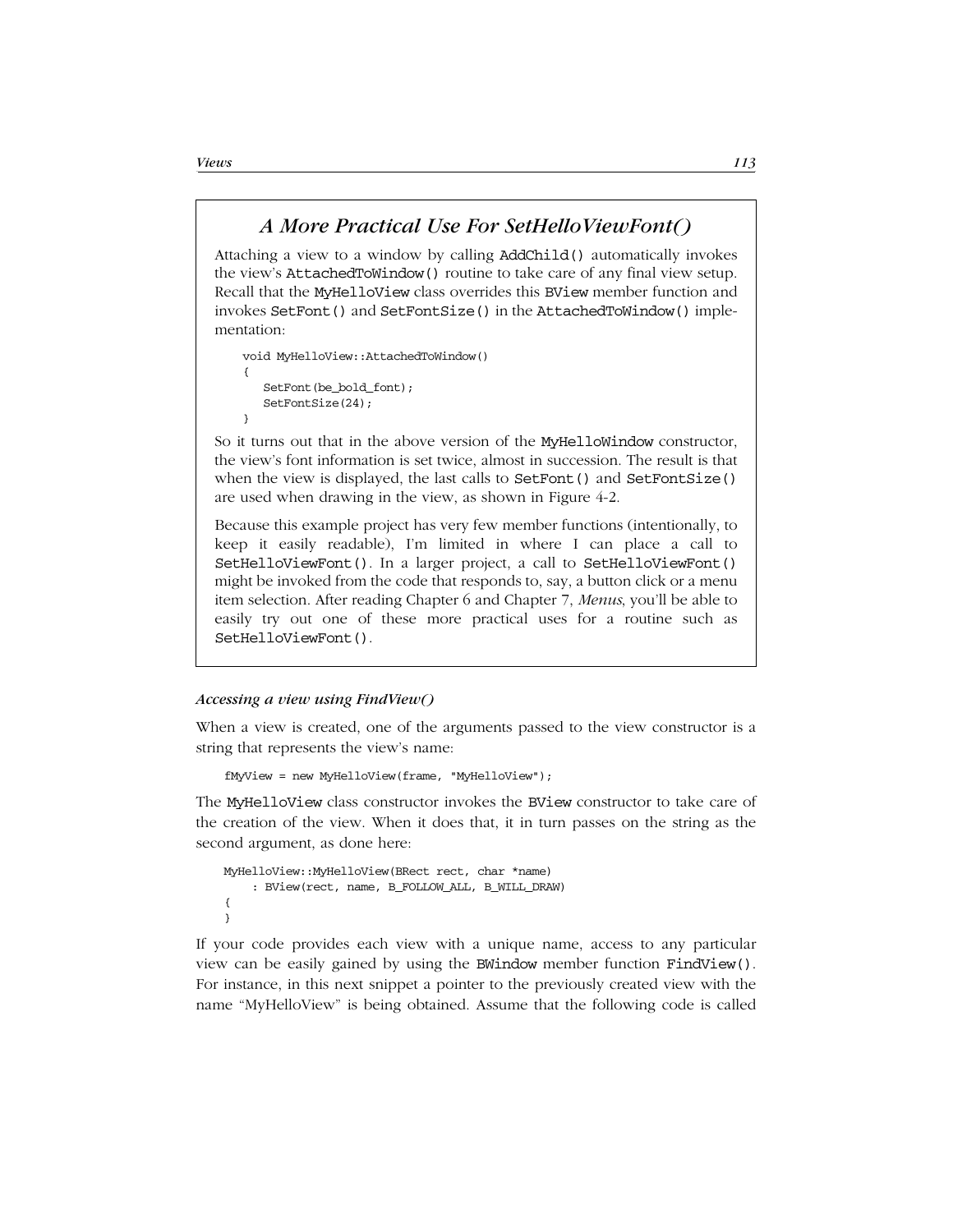## *A More Practical Use For SetHelloViewFont()*

Attaching a view to a window by calling `AddChild()` automatically invokes the view's `AttachedToWindow()` routine to take care of any final view setup. Recall that the `MyHelloView` class overrides this `BView` member function and invokes `SetFont()` and `SetFontSize()` in the `AttachedToWindow()` implementation:

```
void MyHelloView::AttachedToWindow()
{
   SetFont(be_bold_font);
   SetFontSize(24);
}
```

So it turns out that in the above version of the `MyHelloWindow` constructor, the view's font information is set twice, almost in succession. The result is that when the view is displayed, the last calls to `SetFont()` and `SetFontSize()` are used when drawing in the view, as shown in Figure 4-2.

Because this example project has very few member functions (intentionally, to keep it easily readable), I'm limited in where I can place a call to `SetHelloViewFont()`. In a larger project, a call to `SetHelloViewFont()` might be invoked from the code that responds to, say, a button click or a menu item selection. After reading Chapter 6 and Chapter 7, *Menus*, you'll be able to easily try out one of these more practical uses for a routine such as `SetHelloViewFont()`.

#### *Accessing a view using FindView()*

When a view is created, one of the arguments passed to the view constructor is a string that represents the view's name:

```
fMyView = new MyHelloView(frame, "MyHelloView");
```

The `MyHelloView` class constructor invokes the `BView` constructor to take care of the creation of the view. When it does that, it in turn passes on the string as the second argument, as done here:

```
MyHelloView::MyHelloView(BRect rect, char *name)
     : BView(rect, name, B_FOLLOW_ALL, B_WILL_DRAW)
{
}
```

If your code provides each view with a unique name, access to any particular view can be easily gained by using the `BWindow` member function `FindView()`. For instance, in this next snippet a pointer to the previously created view with the name "MyHelloView" is being obtained. Assume that the following code is called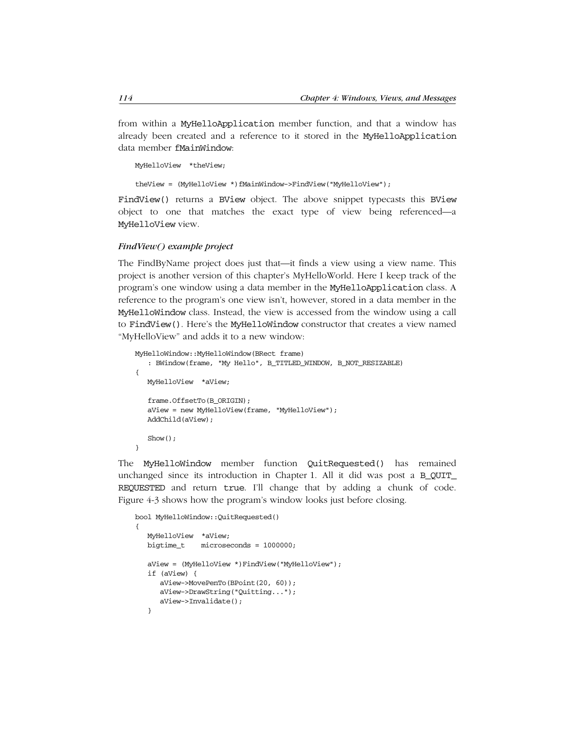from within a MyHelloApplication member function, and that a window has already been created and a reference to it stored in the MyHelloApplication data member fMainWindow:

```
MyHelloView  *theView;

theView = (MyHelloView *)fMainWindow->FindView("MyHelloView");
```

FindView() returns a BView object. The above snippet typecasts this BView object to one that matches the exact type of view being referenced—a MyHelloView view.

#### *FindView() example project*

The FindByName project does just that—it finds a view using a view name. This project is another version of this chapter's MyHelloWorld. Here I keep track of the program's one window using a data member in the MyHelloApplication class. A reference to the program's one view isn't, however, stored in a data member in the MyHelloWindow class. Instead, the view is accessed from the window using a call to FindView(). Here's the MyHelloWindow constructor that creates a view named "MyHelloView" and adds it to a new window:

```
MyHelloWindow::MyHelloWindow(BRect frame)
   : BWindow(frame, "My Hello", B_TITLED_WINDOW, B_NOT_RESIZABLE)
{
   MyHelloView  *aView;

   frame.OffsetTo(B_ORIGIN);
   aView = new MyHelloView(frame, "MyHelloView");
   AddChild(aView);

   Show();
}
```

The MyHelloWindow member function QuitRequested() has remained unchanged since its introduction in Chapter 1. All it did was post a B_QUIT_REQUESTED and return true. I'll change that by adding a chunk of code. Figure 4-3 shows how the program's window looks just before closing.

```
bool MyHelloWindow::QuitRequested()
{
   MyHelloView  *aView;
   bigtime_t    microseconds = 1000000;

   aView = (MyHelloView *)FindView("MyHelloView");
   if (aView) {
      aView->MovePenTo(BPoint(20, 60));
      aView->DrawString("Quitting...");
      aView->Invalidate();
   }
```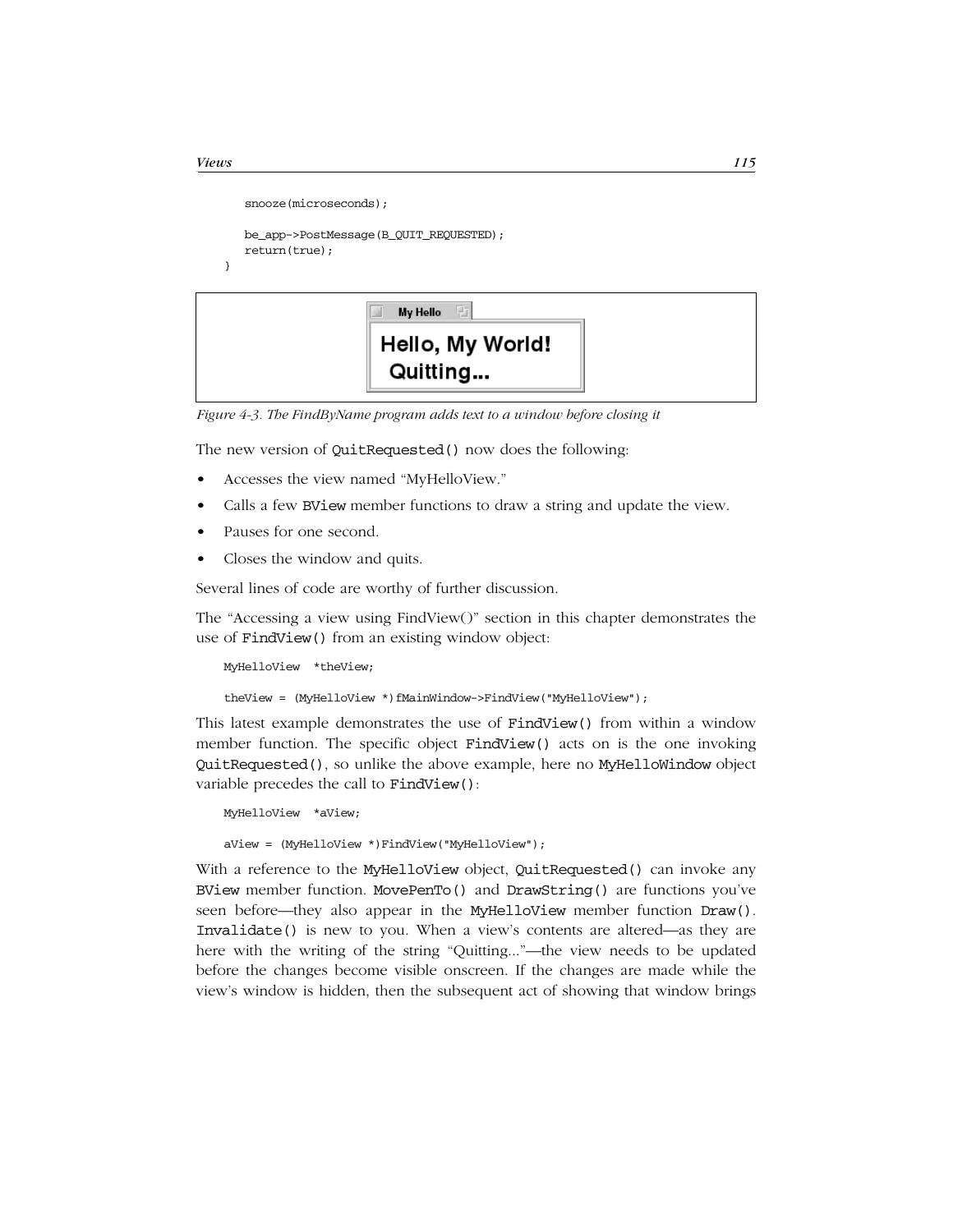```
    snooze(microseconds);

    be_app->PostMessage(B_QUIT_REQUESTED);
    return(true);
}
```

Figure 4-3. The FindByName program adds text to a window before closing it

The new version of `QuitRequested()` now does the following:

- Accesses the view named "MyHelloView."
- Calls a few `BView` member functions to draw a string and update the view.
- Pauses for one second.
- Closes the window and quits.

Several lines of code are worthy of further discussion.

The "Accessing a view using FindView()" section in this chapter demonstrates the use of `FindView()` from an existing window object:

```
MyHelloView  *theView;

theView = (MyHelloView *)fMainWindow->FindView("MyHelloView");
```

This latest example demonstrates the use of `FindView()` from within a window member function. The specific object `FindView()` acts on is the one invoking `QuitRequested()`, so unlike the above example, here no `MyHelloWindow` object variable precedes the call to `FindView()`:

```
MyHelloView  *aView;

aView = (MyHelloView *)FindView("MyHelloView");
```

With a reference to the `MyHelloView` object, `QuitRequested()` can invoke any `BView` member function. `MovePenTo()` and `DrawString()` are functions you've seen before—they also appear in the `MyHelloView` member function `Draw()`. `Invalidate()` is new to you. When a view's contents are altered—as they are here with the writing of the string "Quitting..."—the view needs to be updated before the changes become visible onscreen. If the changes are made while the view's window is hidden, then the subsequent act of showing that window brings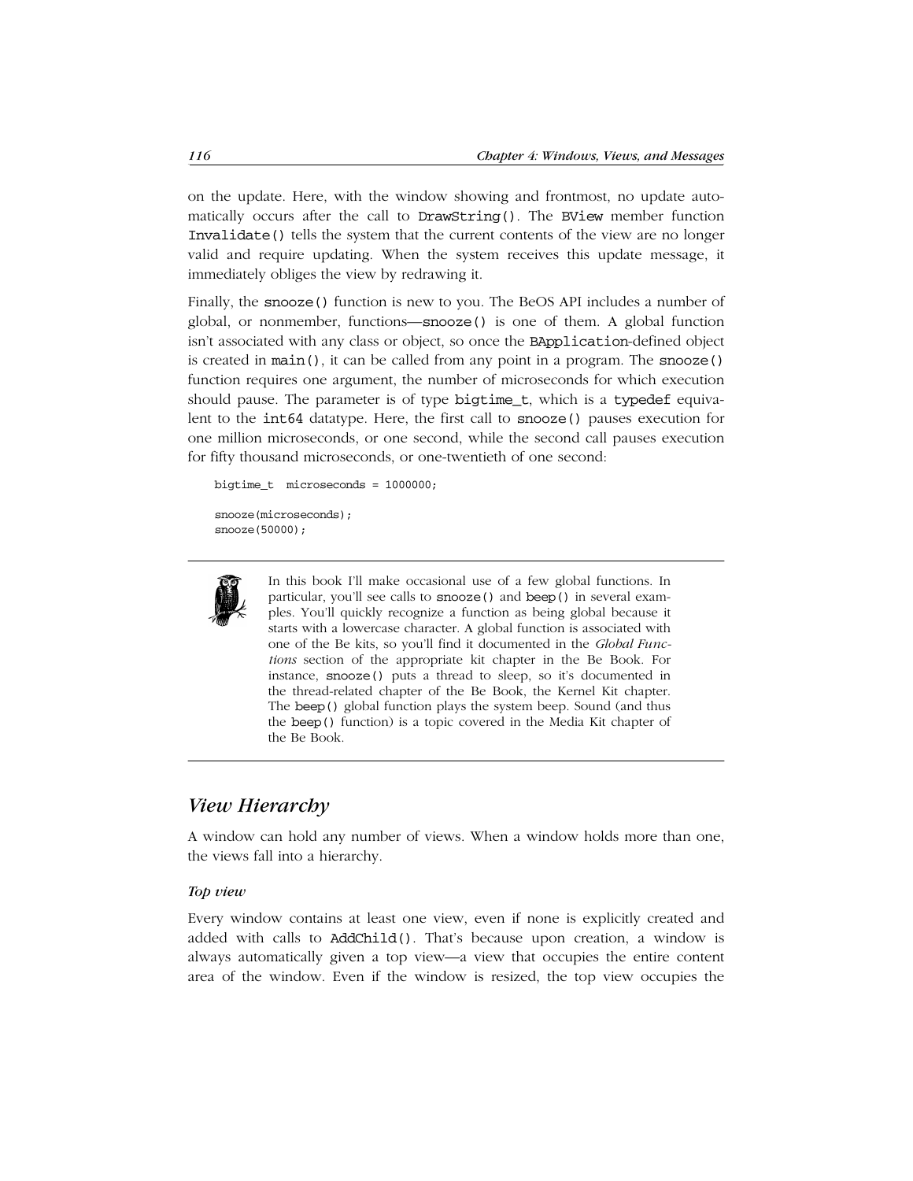on the update. Here, with the window showing and frontmost, no update automatically occurs after the call to DrawString(). The BView member function Invalidate() tells the system that the current contents of the view are no longer valid and require updating. When the system receives this update message, it immediately obliges the view by redrawing it.

Finally, the snooze() function is new to you. The BeOS API includes a number of global, or nonmember, functions—snooze() is one of them. A global function isn't associated with any class or object, so once the BApplication-defined object is created in main(), it can be called from any point in a program. The snooze() function requires one argument, the number of microseconds for which execution should pause. The parameter is of type bigtime_t, which is a typedef equivalent to the int64 datatype. Here, the first call to snooze() pauses execution for one million microseconds, or one second, while the second call pauses execution for fifty thousand microseconds, or one-twentieth of one second:

```
bigtime_t  microseconds = 1000000;

snooze(microseconds);
snooze(50000);
```

---

In this book I'll make occasional use of a few global functions. In particular, you'll see calls to snooze() and beep() in several examples. You'll quickly recognize a function as being global because it starts with a lowercase character. A global function is associated with one of the Be kits, so you'll find it documented in the *Global Functions* section of the appropriate kit chapter in the Be Book. For instance, snooze() puts a thread to sleep, so it's documented in the thread-related chapter of the Be Book, the Kernel Kit chapter. The beep() global function plays the system beep. Sound (and thus the beep() function) is a topic covered in the Media Kit chapter of the Be Book.

---

## View Hierarchy

A window can hold any number of views. When a window holds more than one, the views fall into a hierarchy.

#### Top view

Every window contains at least one view, even if none is explicitly created and added with calls to AddChild(). That's because upon creation, a window is always automatically given a top view—a view that occupies the entire content area of the window. Even if the window is resized, the top view occupies the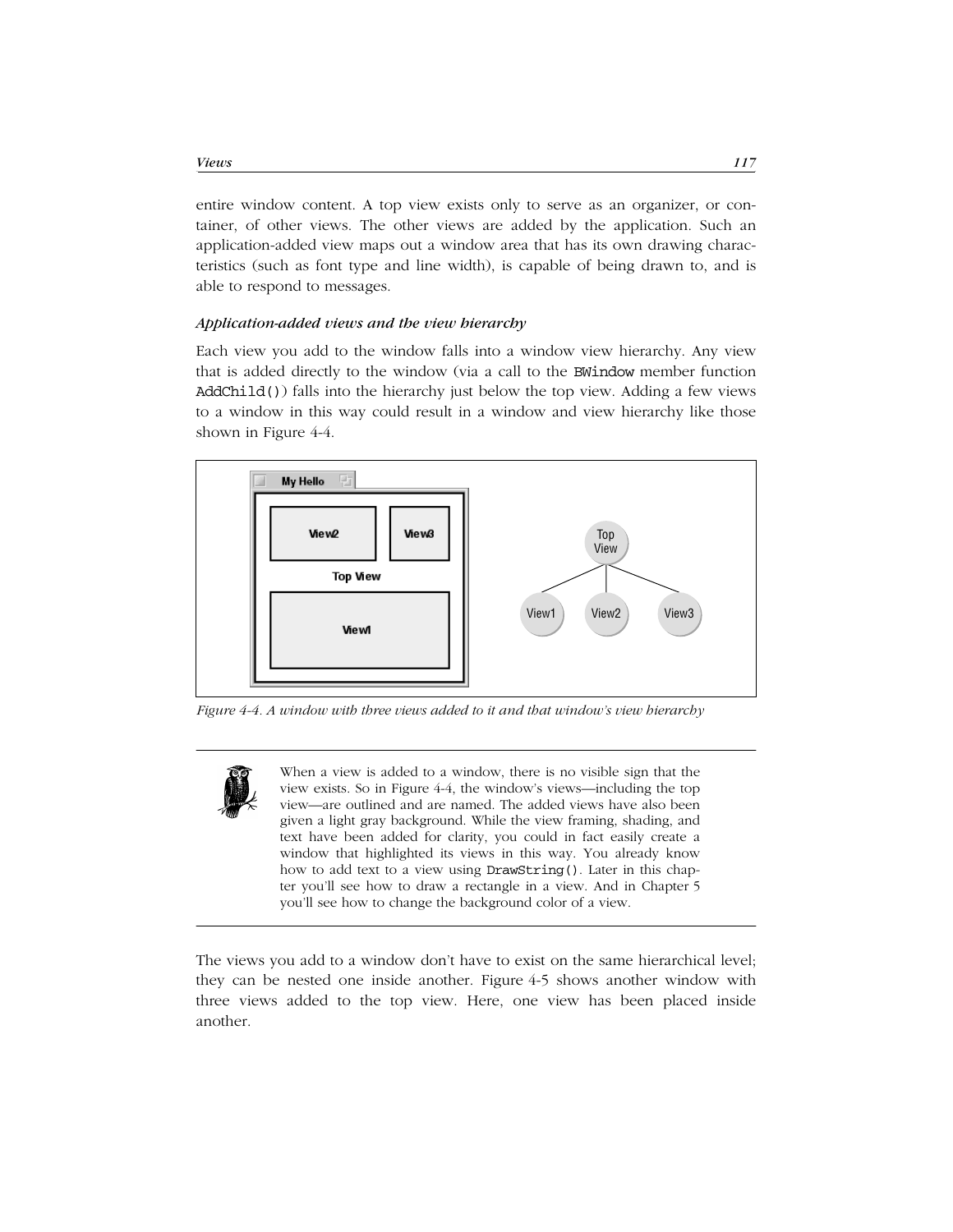entire window content. A top view exists only to serve as an organizer, or container, of other views. The other views are added by the application. Such an application-added view maps out a window area that has its own drawing characteristics (such as font type and line width), is capable of being drawn to, and is able to respond to messages.

### *Application-added views and the view hierarchy*

Each view you add to the window falls into a window view hierarchy. Any view that is added directly to the window (via a call to the `BWindow` member function `AddChild()`) falls into the hierarchy just below the top view. Adding a few views to a window in this way could result in a window and view hierarchy like those shown in Figure 4-4.

*Figure 4-4. A window with three views added to it and that window's view hierarchy*

> When a view is added to a window, there is no visible sign that the view exists. So in Figure 4-4, the window's views—including the top view—are outlined and are named. The added views have also been given a light gray background. While the view framing, shading, and text have been added for clarity, you could in fact easily create a window that highlighted its views in this way. You already know how to add text to a view using `DrawString()`. Later in this chapter you'll see how to draw a rectangle in a view. And in Chapter 5 you'll see how to change the background color of a view.

The views you add to a window don't have to exist on the same hierarchical level; they can be nested one inside another. Figure 4-5 shows another window with three views added to the top view. Here, one view has been placed inside another.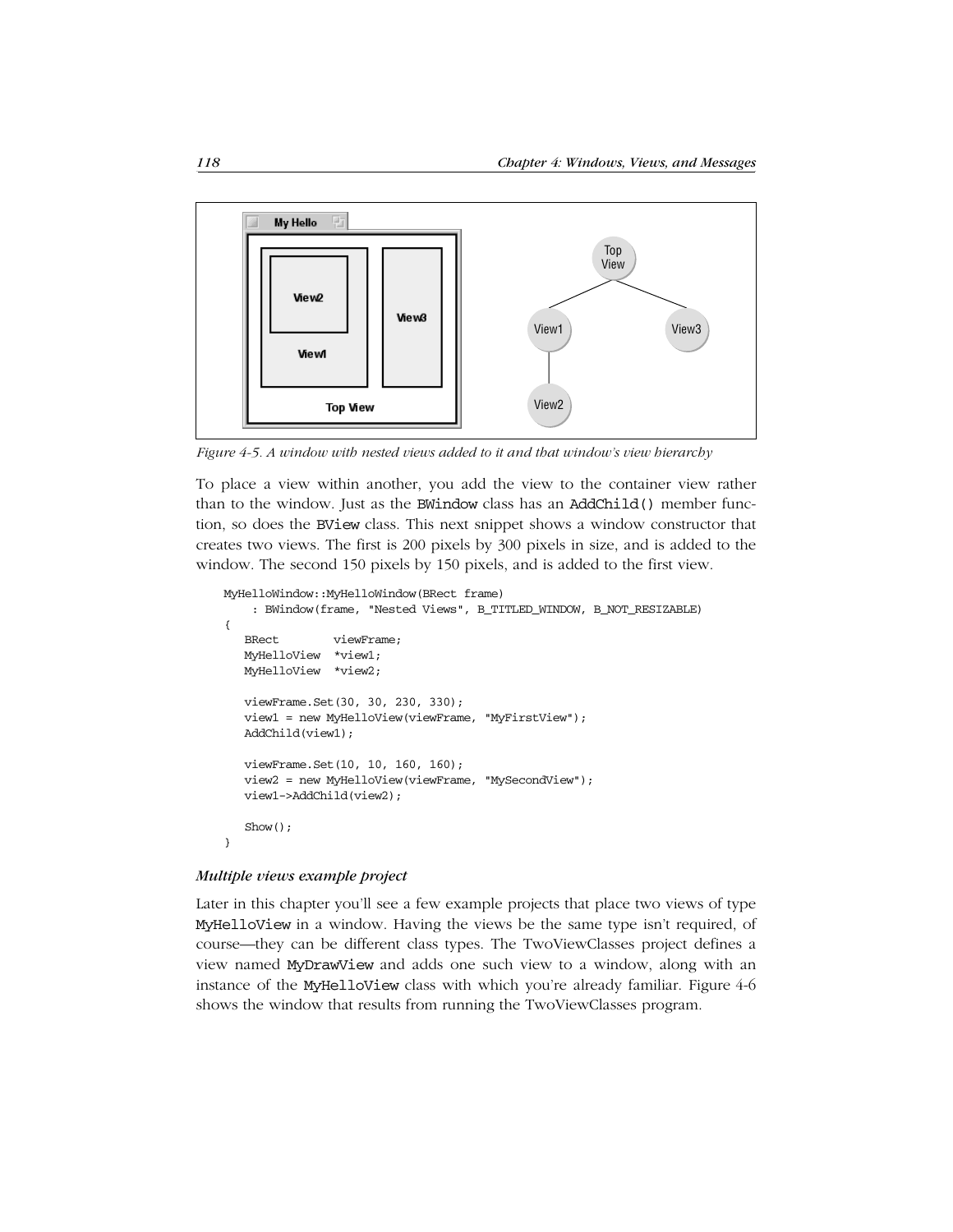*Figure 4-5. A window with nested views added to it and that window's view hierarchy*

To place a view within another, you add the view to the container view rather than to the window. Just as the BWindow class has an AddChild() member function, so does the BView class. This next snippet shows a window constructor that creates two views. The first is 200 pixels by 300 pixels in size, and is added to the window. The second 150 pixels by 150 pixels, and is added to the first view.

```
MyHelloWindow::MyHelloWindow(BRect frame)
     : BWindow(frame, "Nested Views", B_TITLED_WINDOW, B_NOT_RESIZABLE)
{
   BRect        viewFrame;
   MyHelloView  *view1;
   MyHelloView  *view2;

   viewFrame.Set(30, 30, 230, 330);
   view1 = new MyHelloView(viewFrame, "MyFirstView");
   AddChild(view1);

   viewFrame.Set(10, 10, 160, 160);
   view2 = new MyHelloView(viewFrame, "MySecondView");
   view1->AddChild(view2);

   Show();
}
```

#### *Multiple views example project*

Later in this chapter you'll see a few example projects that place two views of type MyHelloView in a window. Having the views be the same type isn't required, of course—they can be different class types. The TwoViewClasses project defines a view named MyDrawView and adds one such view to a window, along with an instance of the MyHelloView class with which you're already familiar. Figure 4-6 shows the window that results from running the TwoViewClasses program.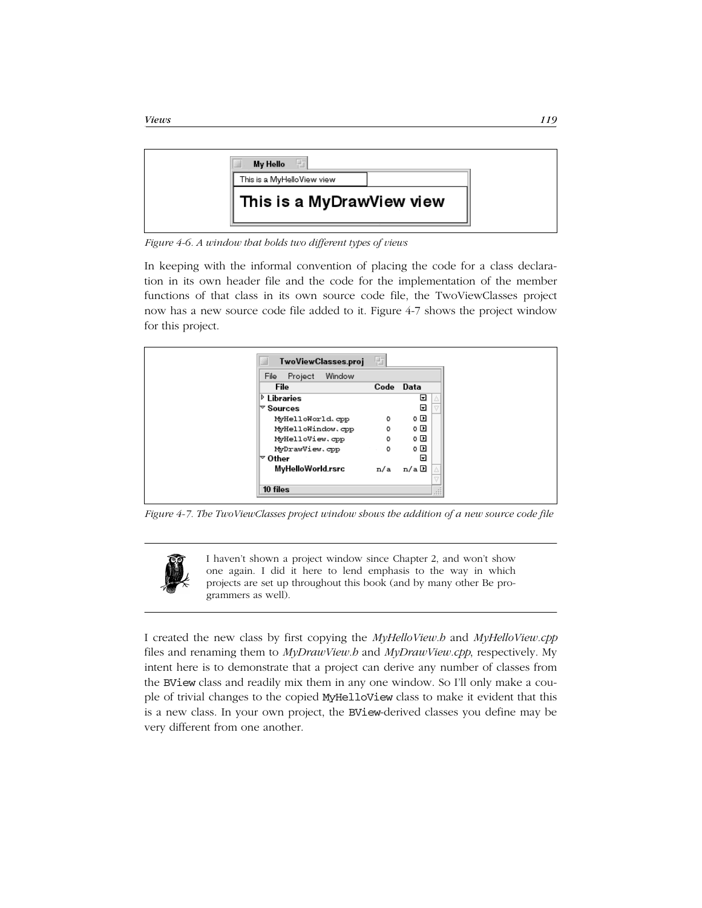Figure 4-6. A window that holds two different types of views

In keeping with the informal convention of placing the code for a class declaration in its own header file and the code for the implementation of the member functions of that class in its own source code file, the TwoViewClasses project now has a new source code file added to it. Figure 4-7 shows the project window for this project.

Figure 4-7. The TwoViewClasses project window shows the addition of a new source code file

> I haven't shown a project window since Chapter 2, and won't show one again. I did it here to lend emphasis to the way in which projects are set up throughout this book (and by many other Be programmers as well).

I created the new class by first copying the *MyHelloView.h* and *MyHelloView.cpp* files and renaming them to *MyDrawView.h* and *MyDrawView.cpp*, respectively. My intent here is to demonstrate that a project can derive any number of classes from the `BView` class and readily mix them in any one window. So I'll only make a couple of trivial changes to the copied `MyHelloView` class to make it evident that this is a new class. In your own project, the `BView`-derived classes you define may be very different from one another.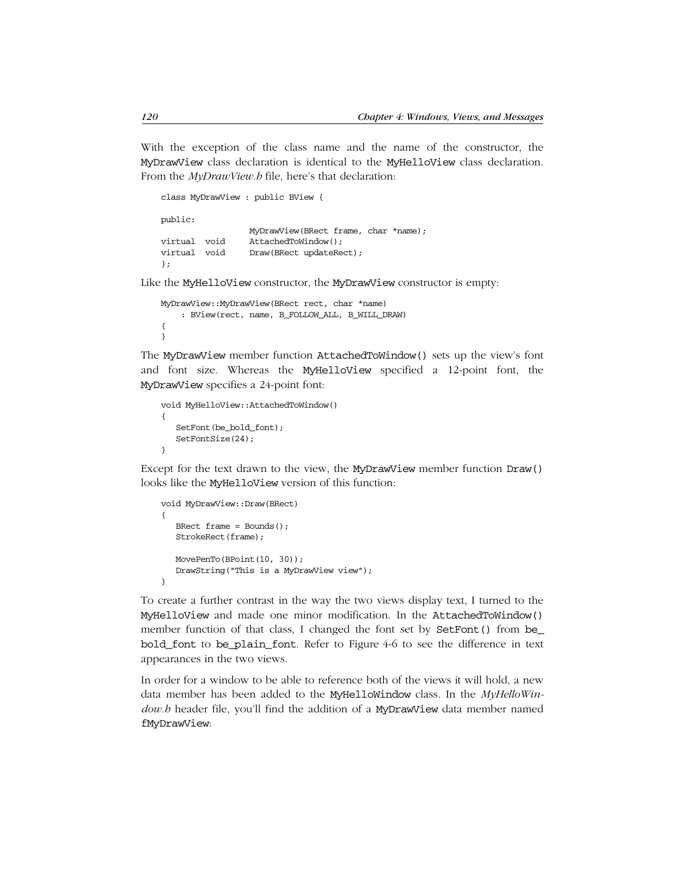With the exception of the class name and the name of the constructor, the MyDrawView class declaration is identical to the MyHelloView class declaration. From the *MyDrawView.h* file, here's that declaration:

```
class MyDrawView : public BView {

public:
                    MyDrawView(BRect frame, char *name);
virtual  void       AttachedToWindow();
virtual  void       Draw(BRect updateRect);
};
```

Like the MyHelloView constructor, the MyDrawView constructor is empty:

```
MyDrawView::MyDrawView(BRect rect, char *name)
    : BView(rect, name, B_FOLLOW_ALL, B_WILL_DRAW)
{
}
```

The MyDrawView member function AttachedToWindow() sets up the view's font and font size. Whereas the MyHelloView specified a 12-point font, the MyDrawView specifies a 24-point font:

```
void MyHelloView::AttachedToWindow()
{
   SetFont(be_bold_font);
   SetFontSize(24);
}
```

Except for the text drawn to the view, the MyDrawView member function Draw() looks like the MyHelloView version of this function:

```
void MyDrawView::Draw(BRect)
{
   BRect frame = Bounds();
   StrokeRect(frame);

   MovePenTo(BPoint(10, 30));
   DrawString("This is a MyDrawView view");
}
```

To create a further contrast in the way the two views display text, I turned to the MyHelloView and made one minor modification. In the AttachedToWindow() member function of that class, I changed the font set by SetFont() from be_bold_font to be_plain_font. Refer to Figure 4-6 to see the difference in text appearances in the two views.

In order for a window to be able to reference both of the views it will hold, a new data member has been added to the MyHelloWindow class. In the *MyHelloWindow.h* header file, you'll find the addition of a MyDrawView data member named fMyDrawView: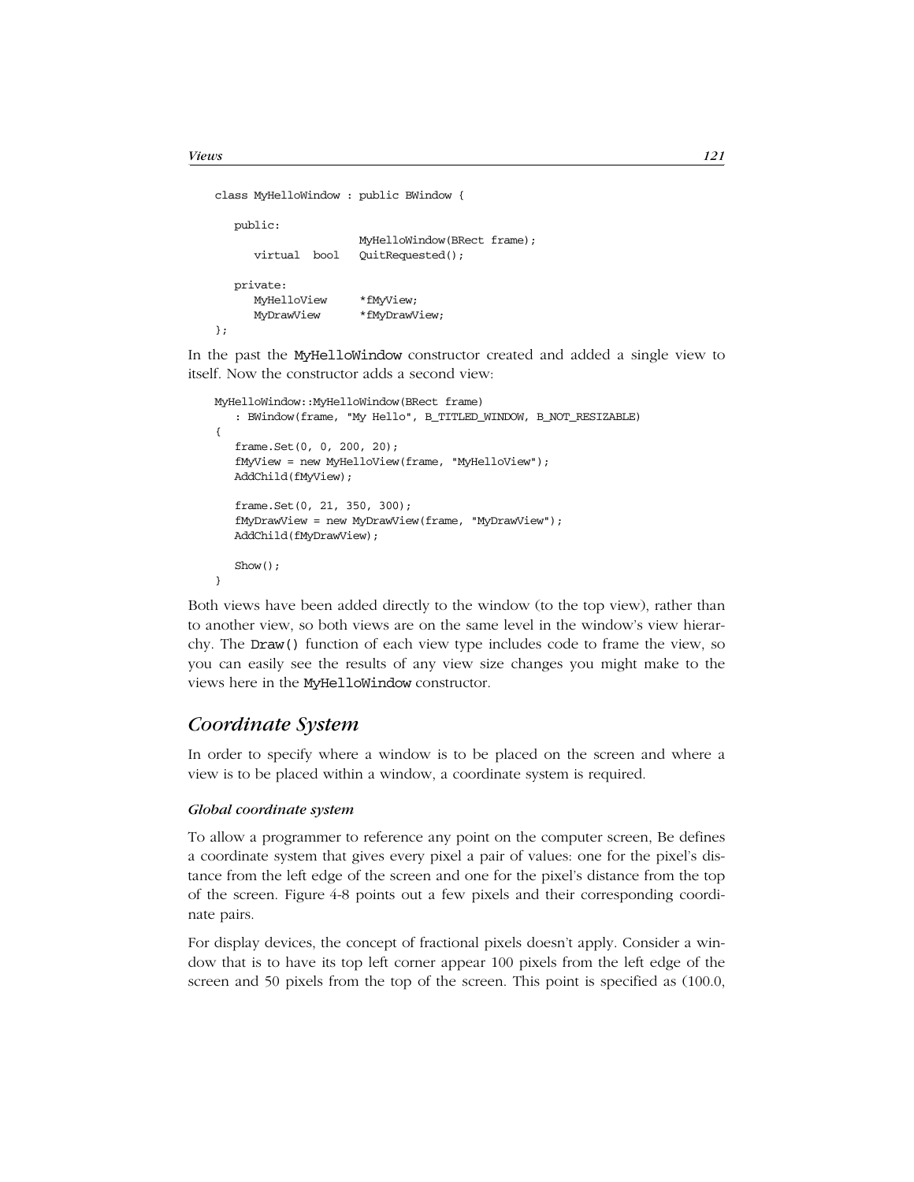```
class MyHelloWindow : public BWindow {

   public:
                        MyHelloWindow(BRect frame);
      virtual  bool     QuitRequested();

   private:
      MyHelloView       *fMyView;
      MyDrawView        *fMyDrawView;
};
```

In the past the `MyHelloWindow` constructor created and added a single view to itself. Now the constructor adds a second view:

```
MyHelloWindow::MyHelloWindow(BRect frame)
   : BWindow(frame, "My Hello", B_TITLED_WINDOW, B_NOT_RESIZABLE)
{
   frame.Set(0, 0, 200, 20);
   fMyView = new MyHelloView(frame, "MyHelloView");
   AddChild(fMyView);

   frame.Set(0, 21, 350, 300);
   fMyDrawView = new MyDrawView(frame, "MyDrawView");
   AddChild(fMyDrawView);

   Show();
}
```

Both views have been added directly to the window (to the top view), rather than to another view, so both views are on the same level in the window's view hierarchy. The `Draw()` function of each view type includes code to frame the view, so you can easily see the results of any view size changes you might make to the views here in the `MyHelloWindow` constructor.

## Coordinate System

In order to specify where a window is to be placed on the screen and where a view is to be placed within a window, a coordinate system is required.

### *Global coordinate system*

To allow a programmer to reference any point on the computer screen, Be defines a coordinate system that gives every pixel a pair of values: one for the pixel's distance from the left edge of the screen and one for the pixel's distance from the top of the screen. Figure 4-8 points out a few pixels and their corresponding coordinate pairs.

For display devices, the concept of fractional pixels doesn't apply. Consider a window that is to have its top left corner appear 100 pixels from the left edge of the screen and 50 pixels from the top of the screen. This point is specified as (100.0,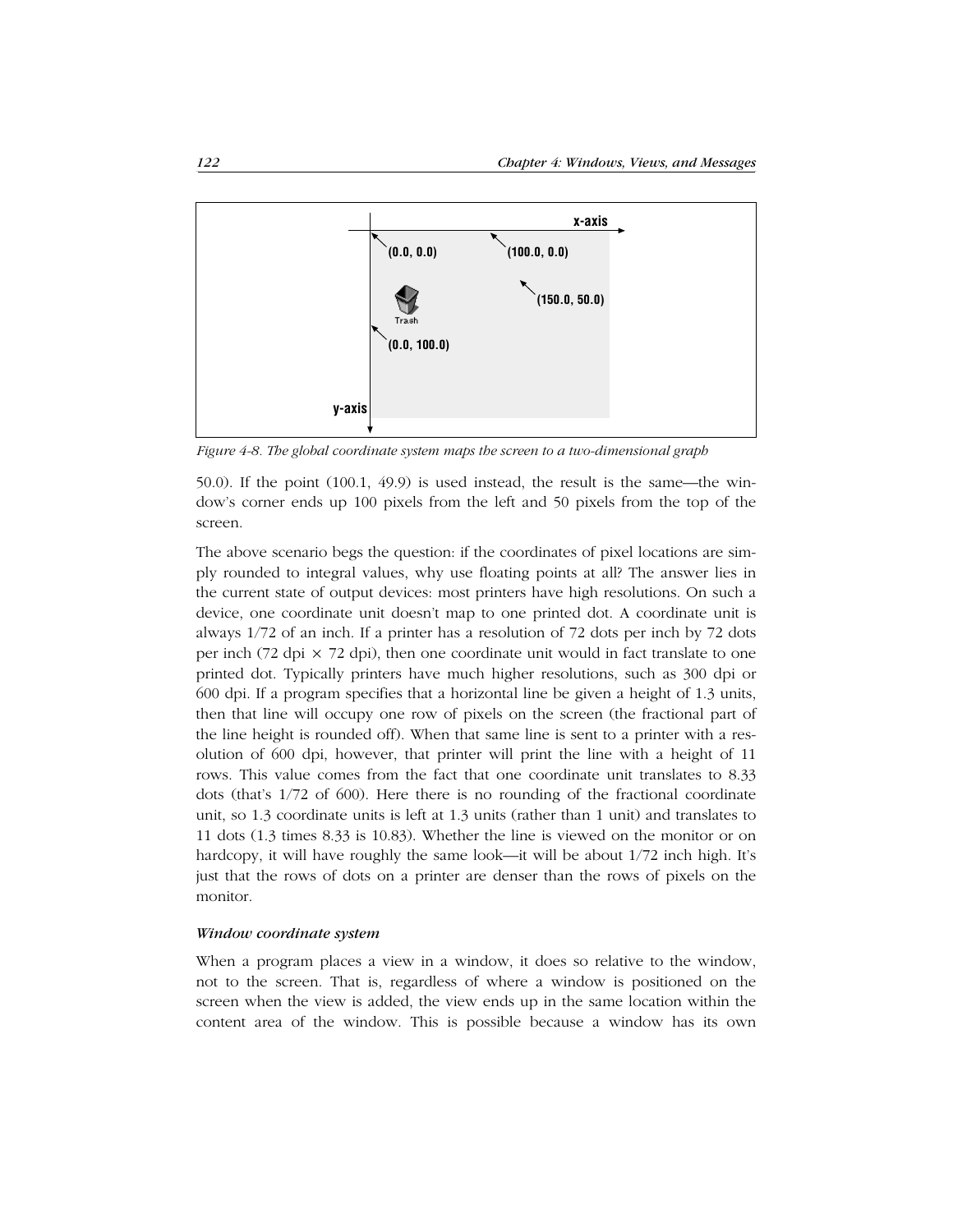Figure 4-8. The global coordinate system maps the screen to a two-dimensional graph

50.0). If the point (100.1, 49.9) is used instead, the result is the same—the window's corner ends up 100 pixels from the left and 50 pixels from the top of the screen.

The above scenario begs the question: if the coordinates of pixel locations are simply rounded to integral values, why use floating points at all? The answer lies in the current state of output devices: most printers have high resolutions. On such a device, one coordinate unit doesn't map to one printed dot. A coordinate unit is always 1/72 of an inch. If a printer has a resolution of 72 dots per inch by 72 dots per inch (72 dpi × 72 dpi), then one coordinate unit would in fact translate to one printed dot. Typically printers have much higher resolutions, such as 300 dpi or 600 dpi. If a program specifies that a horizontal line be given a height of 1.3 units, then that line will occupy one row of pixels on the screen (the fractional part of the line height is rounded off). When that same line is sent to a printer with a resolution of 600 dpi, however, that printer will print the line with a height of 11 rows. This value comes from the fact that one coordinate unit translates to 8.33 dots (that's 1/72 of 600). Here there is no rounding of the fractional coordinate unit, so 1.3 coordinate units is left at 1.3 units (rather than 1 unit) and translates to 11 dots (1.3 times 8.33 is 10.83). Whether the line is viewed on the monitor or on hardcopy, it will have roughly the same look—it will be about 1/72 inch high. It's just that the rows of dots on a printer are denser than the rows of pixels on the monitor.

#### *Window coordinate system*

When a program places a view in a window, it does so relative to the window, not to the screen. That is, regardless of where a window is positioned on the screen when the view is added, the view ends up in the same location within the content area of the window. This is possible because a window has its own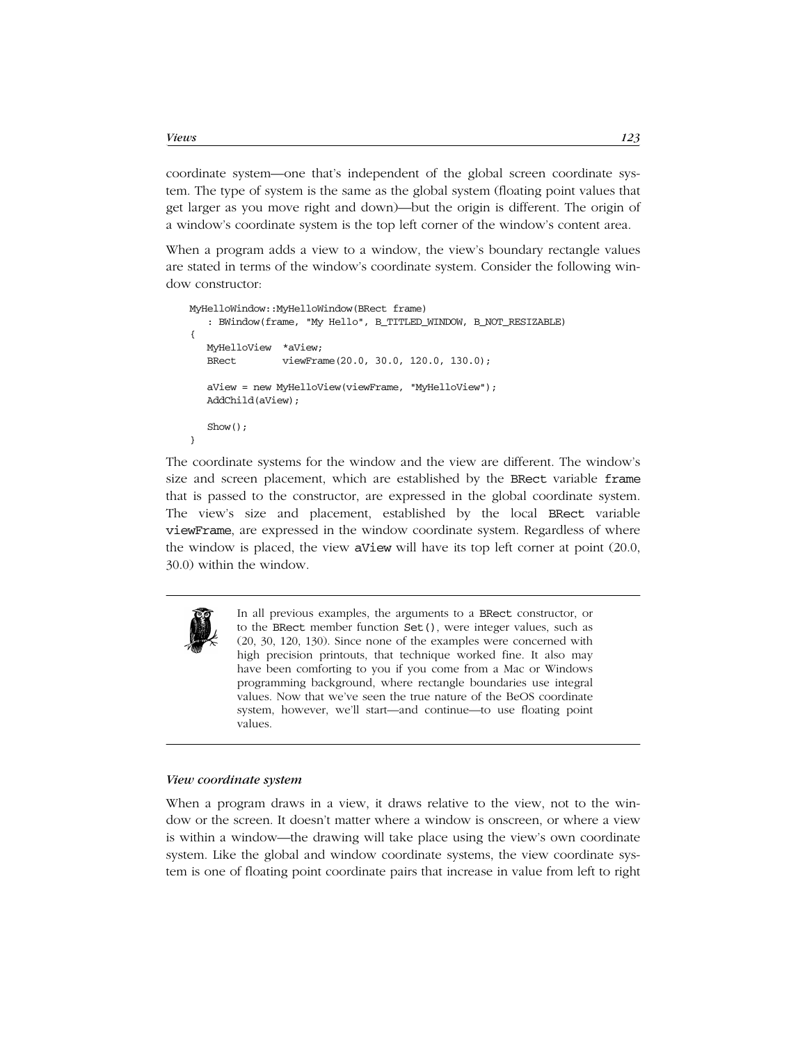coordinate system—one that's independent of the global screen coordinate system. The type of system is the same as the global system (floating point values that get larger as you move right and down)—but the origin is different. The origin of a window's coordinate system is the top left corner of the window's content area.

When a program adds a view to a window, the view's boundary rectangle values are stated in terms of the window's coordinate system. Consider the following window constructor:

```
MyHelloWindow::MyHelloWindow(BRect frame)
   : BWindow(frame, "My Hello", B_TITLED_WINDOW, B_NOT_RESIZABLE)
{
   MyHelloView  *aView;
   BRect        viewFrame(20.0, 30.0, 120.0, 130.0);

   aView = new MyHelloView(viewFrame, "MyHelloView");
   AddChild(aView);

   Show();
}
```

The coordinate systems for the window and the view are different. The window's size and screen placement, which are established by the `BRect` variable `frame` that is passed to the constructor, are expressed in the global coordinate system. The view's size and placement, established by the local `BRect` variable `viewFrame`, are expressed in the window coordinate system. Regardless of where the window is placed, the view `aView` will have its top left corner at point (20.0, 30.0) within the window.

---

In all previous examples, the arguments to a `BRect` constructor, or to the `BRect` member function `Set()`, were integer values, such as (20, 30, 120, 130). Since none of the examples were concerned with high precision printouts, that technique worked fine. It also may have been comforting to you if you come from a Mac or Windows programming background, where rectangle boundaries use integral values. Now that we've seen the true nature of the BeOS coordinate system, however, we'll start—and continue—to use floating point values.

---

#### *View coordinate system*

When a program draws in a view, it draws relative to the view, not to the window or the screen. It doesn't matter where a window is onscreen, or where a view is within a window—the drawing will take place using the view's own coordinate system. Like the global and window coordinate systems, the view coordinate system is one of floating point coordinate pairs that increase in value from left to right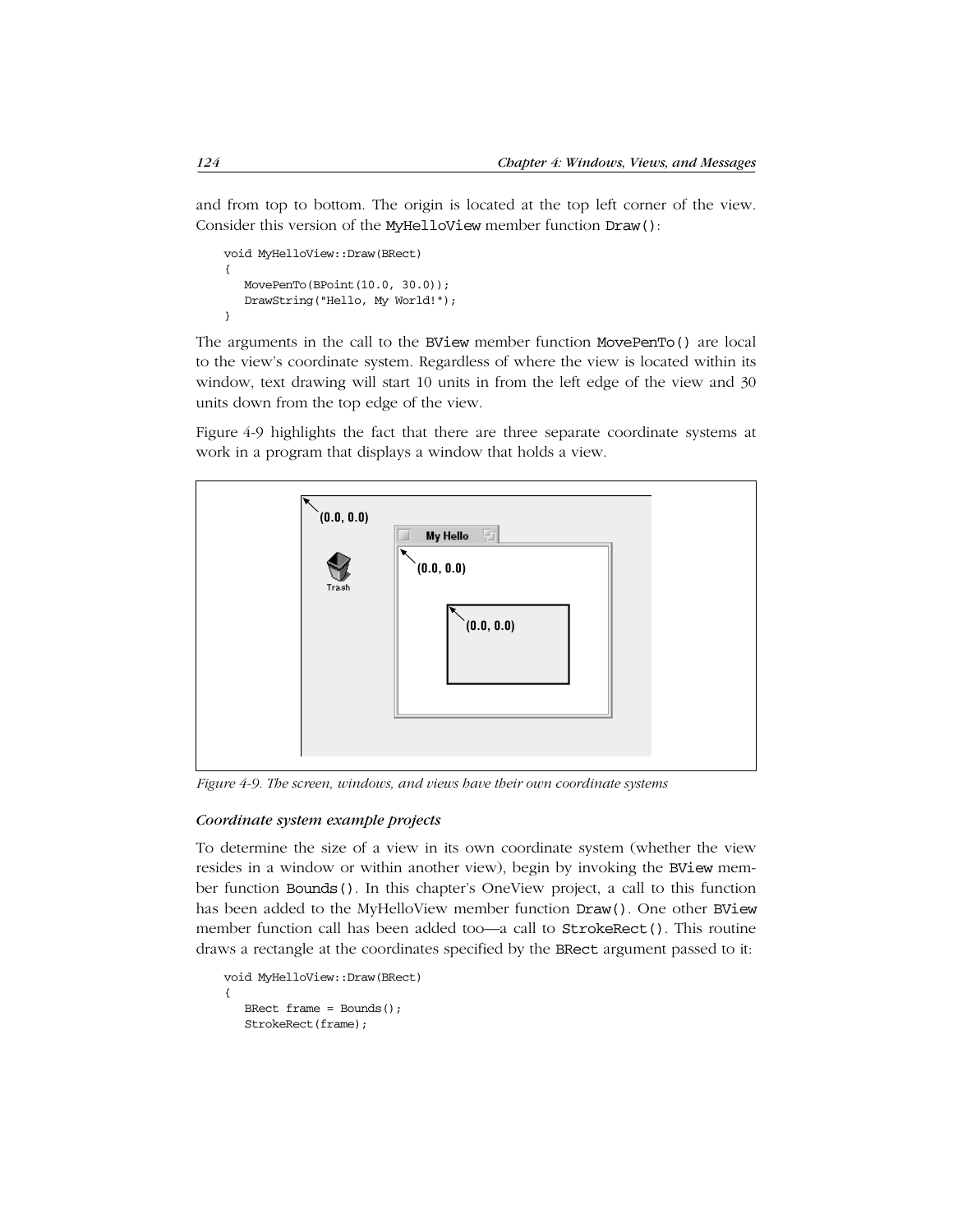and from top to bottom. The origin is located at the top left corner of the view. Consider this version of the MyHelloView member function Draw():

```
void MyHelloView::Draw(BRect)
{
   MovePenTo(BPoint(10.0, 30.0));
   DrawString("Hello, My World!");
}
```

The arguments in the call to the BView member function MovePenTo() are local to the view's coordinate system. Regardless of where the view is located within its window, text drawing will start 10 units in from the left edge of the view and 30 units down from the top edge of the view.

Figure 4-9 highlights the fact that there are three separate coordinate systems at work in a program that displays a window that holds a view.

*Figure 4-9. The screen, windows, and views have their own coordinate systems*

#### *Coordinate system example projects*

To determine the size of a view in its own coordinate system (whether the view resides in a window or within another view), begin by invoking the BView member function Bounds(). In this chapter's OneView project, a call to this function has been added to the MyHelloView member function Draw(). One other BView member function call has been added too—a call to StrokeRect(). This routine draws a rectangle at the coordinates specified by the BRect argument passed to it:

```
void MyHelloView::Draw(BRect)
{
   BRect frame = Bounds();
   StrokeRect(frame);
```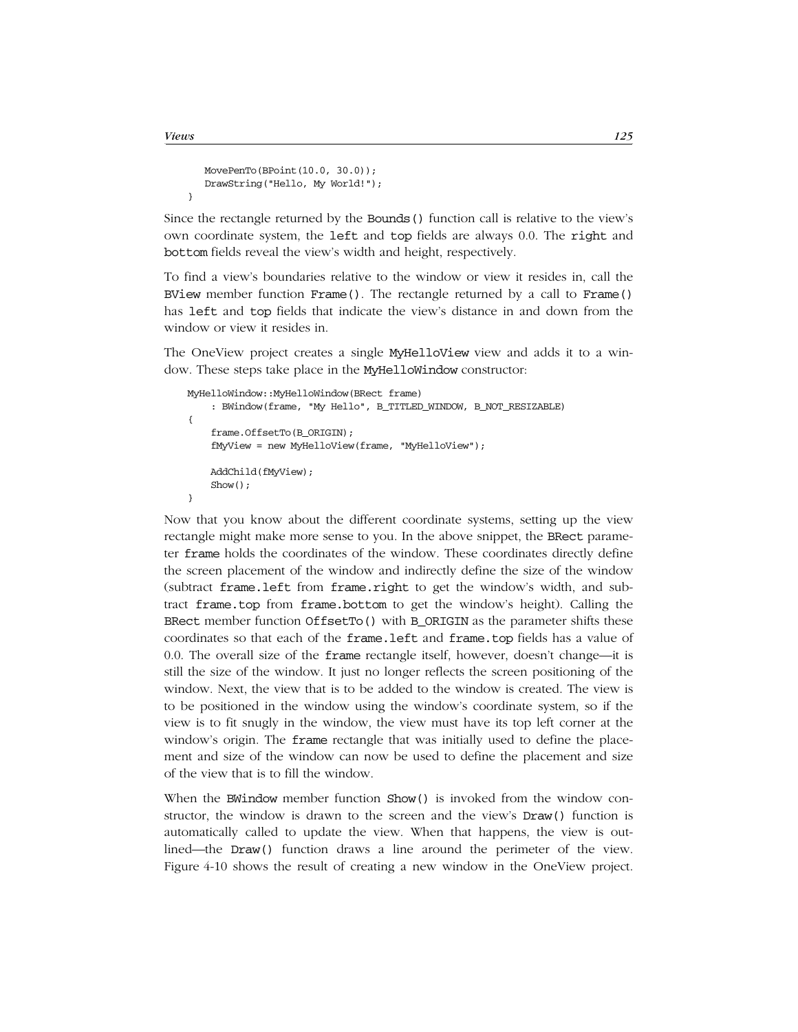```
    MovePenTo(BPoint(10.0, 30.0));
    DrawString("Hello, My World!");
}
```

Since the rectangle returned by the Bounds() function call is relative to the view's own coordinate system, the left and top fields are always 0.0. The right and bottom fields reveal the view's width and height, respectively.

To find a view's boundaries relative to the window or view it resides in, call the BView member function Frame(). The rectangle returned by a call to Frame() has left and top fields that indicate the view's distance in and down from the window or view it resides in.

The OneView project creates a single MyHelloView view and adds it to a window. These steps take place in the MyHelloWindow constructor:

```
MyHelloWindow::MyHelloWindow(BRect frame)
    : BWindow(frame, "My Hello", B_TITLED_WINDOW, B_NOT_RESIZABLE)
{
    frame.OffsetTo(B_ORIGIN);
    fMyView = new MyHelloView(frame, "MyHelloView");

    AddChild(fMyView);
    Show();
}
```

Now that you know about the different coordinate systems, setting up the view rectangle might make more sense to you. In the above snippet, the BRect parameter frame holds the coordinates of the window. These coordinates directly define the screen placement of the window and indirectly define the size of the window (subtract frame.left from frame.right to get the window's width, and subtract frame.top from frame.bottom to get the window's height). Calling the BRect member function OffsetTo() with B_ORIGIN as the parameter shifts these coordinates so that each of the frame.left and frame.top fields has a value of 0.0. The overall size of the frame rectangle itself, however, doesn't change—it is still the size of the window. It just no longer reflects the screen positioning of the window. Next, the view that is to be added to the window is created. The view is to be positioned in the window using the window's coordinate system, so if the view is to fit snugly in the window, the view must have its top left corner at the window's origin. The frame rectangle that was initially used to define the placement and size of the window can now be used to define the placement and size of the view that is to fill the window.

When the BWindow member function Show() is invoked from the window constructor, the window is drawn to the screen and the view's Draw() function is automatically called to update the view. When that happens, the view is outlined—the Draw() function draws a line around the perimeter of the view. Figure 4-10 shows the result of creating a new window in the OneView project.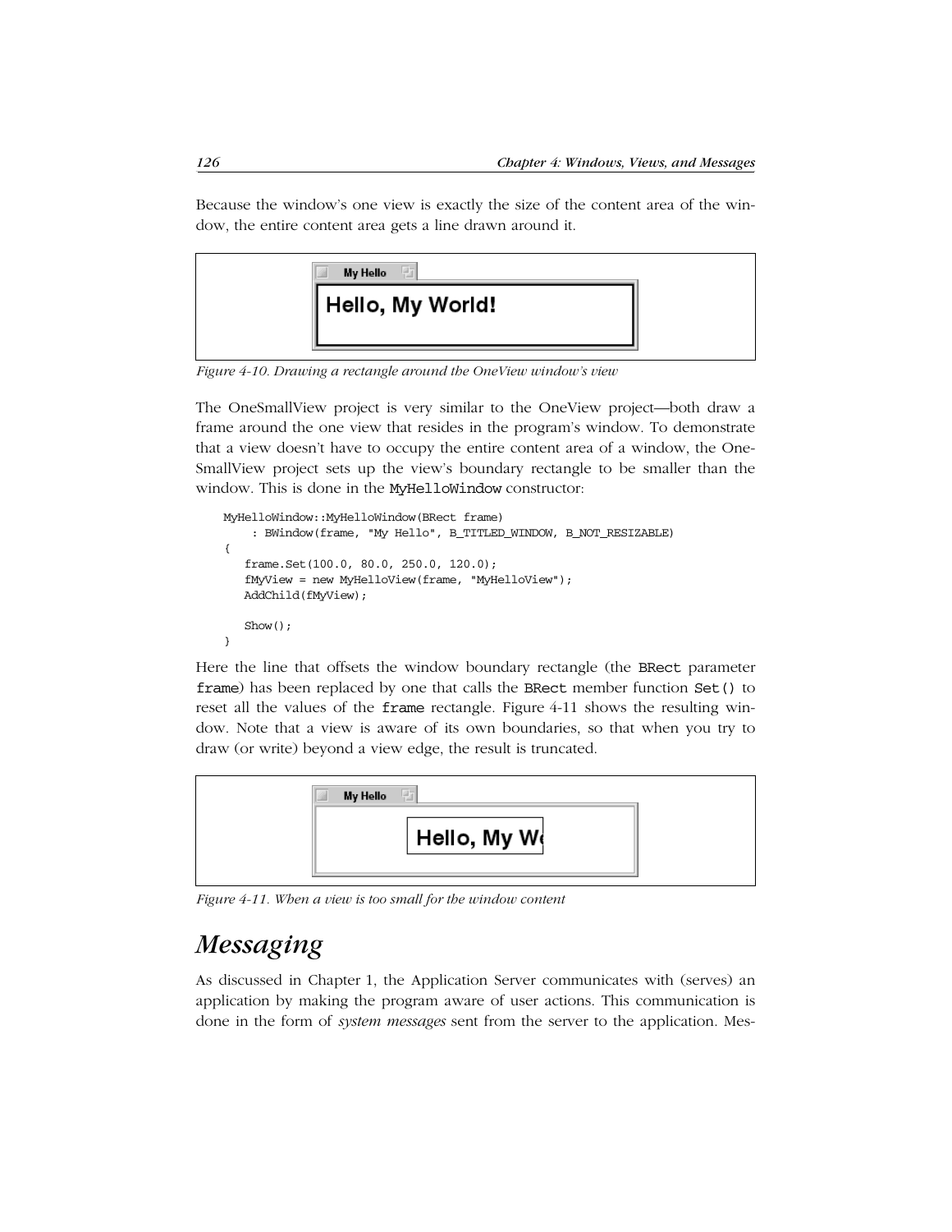Because the window's one view is exactly the size of the content area of the window, the entire content area gets a line drawn around it.

*Figure 4-10. Drawing a rectangle around the OneView window's view*

The OneSmallView project is very similar to the OneView project—both draw a frame around the one view that resides in the program's window. To demonstrate that a view doesn't have to occupy the entire content area of a window, the OneSmallView project sets up the view's boundary rectangle to be smaller than the window. This is done in the `MyHelloWindow` constructor:

```
MyHelloWindow::MyHelloWindow(BRect frame)
     : BWindow(frame, "My Hello", B_TITLED_WINDOW, B_NOT_RESIZABLE)
{
   frame.Set(100.0, 80.0, 250.0, 120.0);
   fMyView = new MyHelloView(frame, "MyHelloView");
   AddChild(fMyView);

   Show();
}
```

Here the line that offsets the window boundary rectangle (the `BRect` parameter `frame`) has been replaced by one that calls the `BRect` member function `Set()` to reset all the values of the `frame` rectangle. Figure 4-11 shows the resulting window. Note that a view is aware of its own boundaries, so that when you try to draw (or write) beyond a view edge, the result is truncated.

*Figure 4-11. When a view is too small for the window content*

# Messaging

As discussed in Chapter 1, the Application Server communicates with (serves) an application by making the program aware of user actions. This communication is done in the form of *system messages* sent from the server to the application. Mes-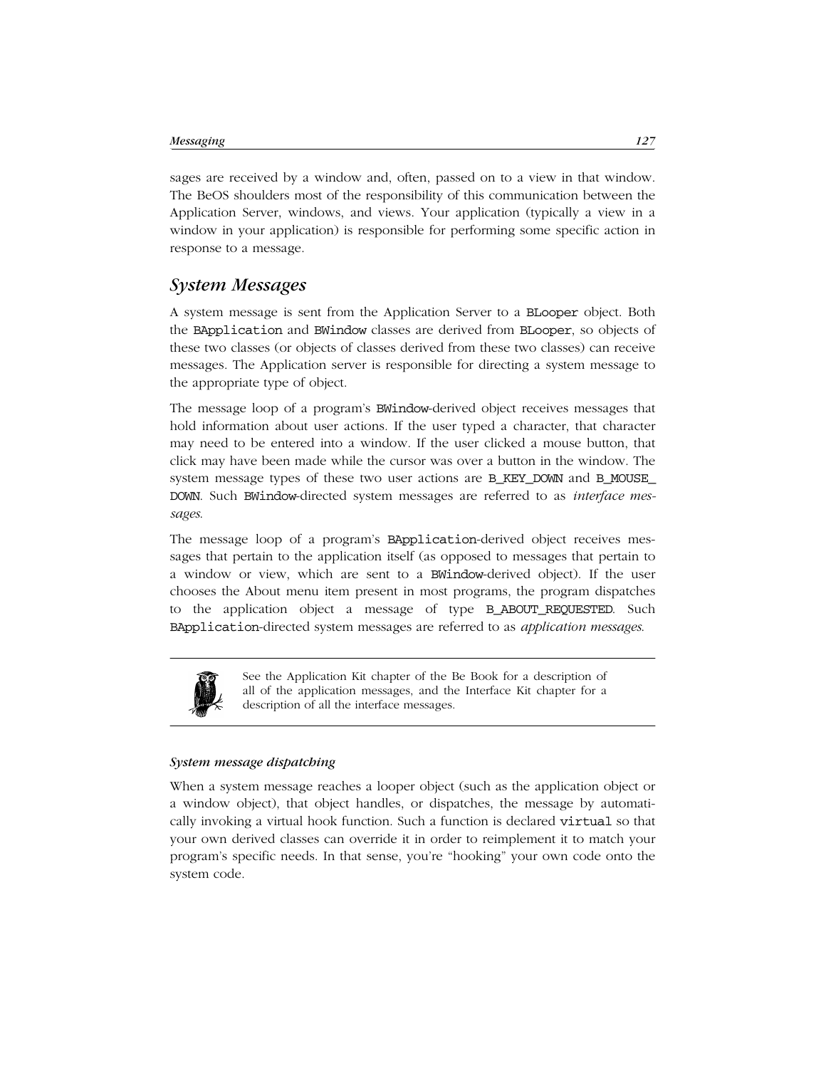sages are received by a window and, often, passed on to a view in that window. The BeOS shoulders most of the responsibility of this communication between the Application Server, windows, and views. Your application (typically a view in a window in your application) is responsible for performing some specific action in response to a message.

## System Messages

A system message is sent from the Application Server to a `BLooper` object. Both the `BApplication` and `BWindow` classes are derived from `BLooper`, so objects of these two classes (or objects of classes derived from these two classes) can receive messages. The Application server is responsible for directing a system message to the appropriate type of object.

The message loop of a program's `BWindow`-derived object receives messages that hold information about user actions. If the user typed a character, that character may need to be entered into a window. If the user clicked a mouse button, that click may have been made while the cursor was over a button in the window. The system message types of these two user actions are `B_KEY_DOWN` and `B_MOUSE_DOWN`. Such `BWindow`-directed system messages are referred to as *interface messages*.

The message loop of a program's `BApplication`-derived object receives messages that pertain to the application itself (as opposed to messages that pertain to a window or view, which are sent to a `BWindow`-derived object). If the user chooses the About menu item present in most programs, the program dispatches to the application object a message of type `B_ABOUT_REQUESTED`. Such `BApplication`-directed system messages are referred to as *application messages*.

> See the Application Kit chapter of the Be Book for a description of all of the application messages, and the Interface Kit chapter for a description of all the interface messages.

#### *System message dispatching*

When a system message reaches a looper object (such as the application object or a window object), that object handles, or dispatches, the message by automatically invoking a virtual hook function. Such a function is declared `virtual` so that your own derived classes can override it in order to reimplement it to match your program's specific needs. In that sense, you're "hooking" your own code onto the system code.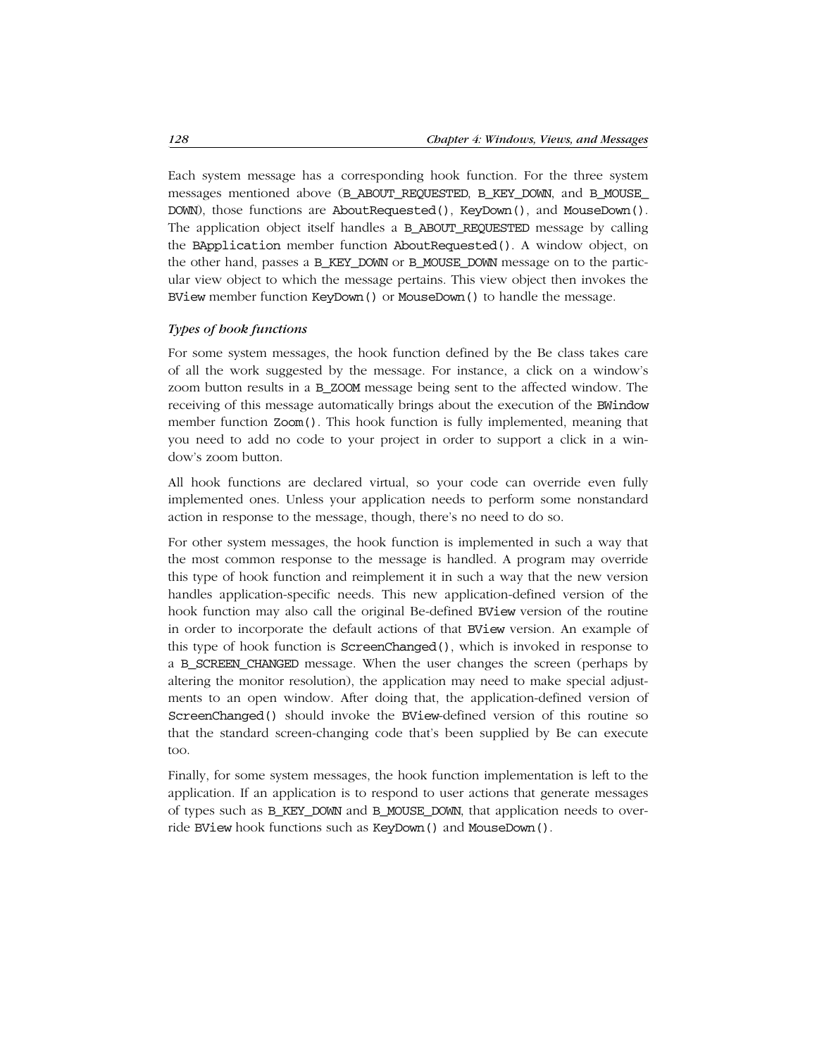Each system message has a corresponding hook function. For the three system messages mentioned above (B_ABOUT_REQUESTED, B_KEY_DOWN, and B_MOUSE_DOWN), those functions are AboutRequested(), KeyDown(), and MouseDown(). The application object itself handles a B_ABOUT_REQUESTED message by calling the BApplication member function AboutRequested(). A window object, on the other hand, passes a B_KEY_DOWN or B_MOUSE_DOWN message on to the particular view object to which the message pertains. This view object then invokes the BView member function KeyDown() or MouseDown() to handle the message.

### *Types of hook functions*

For some system messages, the hook function defined by the Be class takes care of all the work suggested by the message. For instance, a click on a window's zoom button results in a B_ZOOM message being sent to the affected window. The receiving of this message automatically brings about the execution of the BWindow member function Zoom(). This hook function is fully implemented, meaning that you need to add no code to your project in order to support a click in a window's zoom button.

All hook functions are declared virtual, so your code can override even fully implemented ones. Unless your application needs to perform some nonstandard action in response to the message, though, there's no need to do so.

For other system messages, the hook function is implemented in such a way that the most common response to the message is handled. A program may override this type of hook function and reimplement it in such a way that the new version handles application-specific needs. This new application-defined version of the hook function may also call the original Be-defined BView version of the routine in order to incorporate the default actions of that BView version. An example of this type of hook function is ScreenChanged(), which is invoked in response to a B_SCREEN_CHANGED message. When the user changes the screen (perhaps by altering the monitor resolution), the application may need to make special adjustments to an open window. After doing that, the application-defined version of ScreenChanged() should invoke the BView-defined version of this routine so that the standard screen-changing code that's been supplied by Be can execute too.

Finally, for some system messages, the hook function implementation is left to the application. If an application is to respond to user actions that generate messages of types such as B_KEY_DOWN and B_MOUSE_DOWN, that application needs to override BView hook functions such as KeyDown() and MouseDown().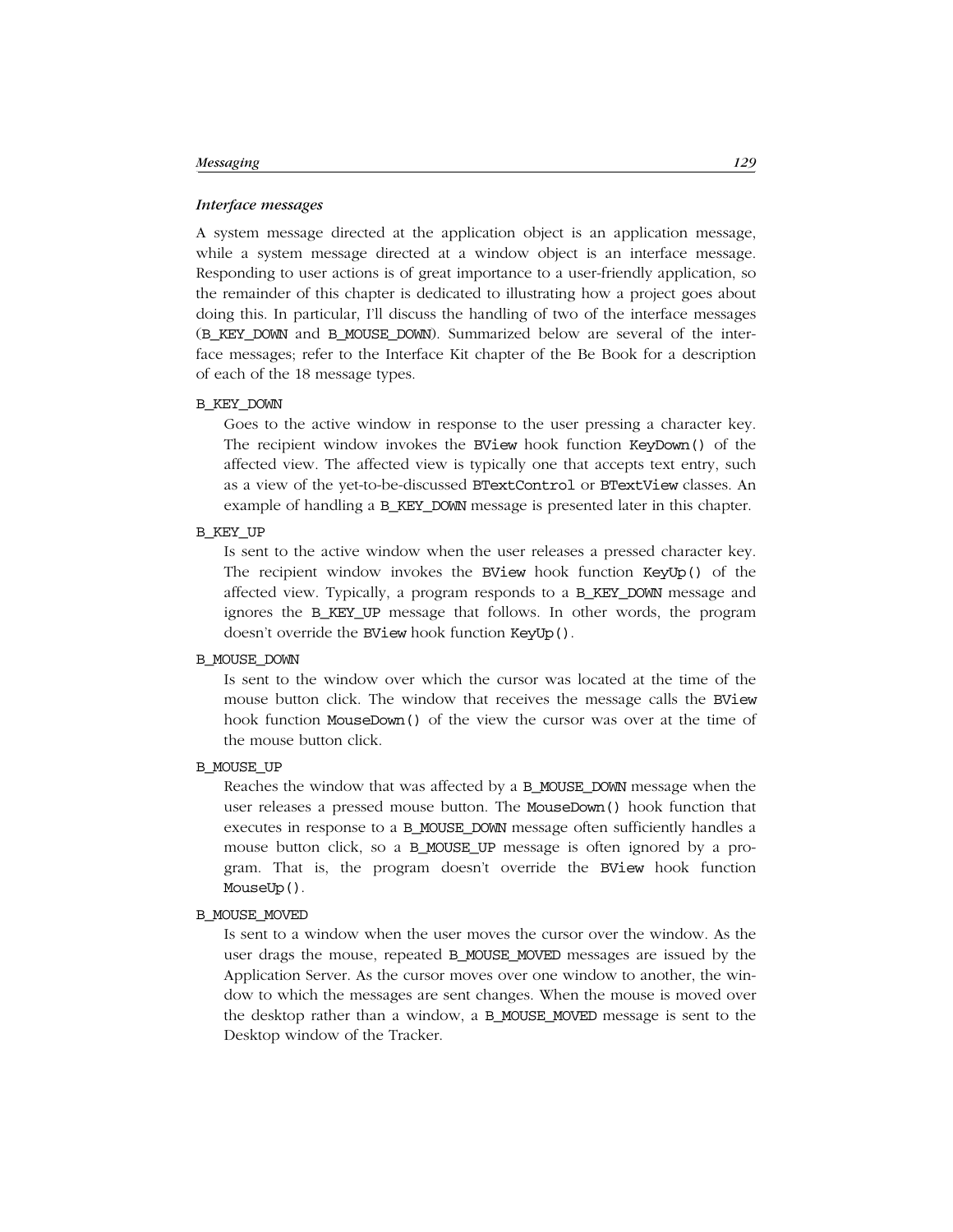### *Interface messages*

A system message directed at the application object is an application message, while a system message directed at a window object is an interface message. Responding to user actions is of great importance to a user-friendly application, so the remainder of this chapter is dedicated to illustrating how a project goes about doing this. In particular, I'll discuss the handling of two of the interface messages (`B_KEY_DOWN` and `B_MOUSE_DOWN`). Summarized below are several of the interface messages; refer to the Interface Kit chapter of the Be Book for a description of each of the 18 message types.

`B_KEY_DOWN`
: Goes to the active window in response to the user pressing a character key. The recipient window invokes the `BView` hook function `KeyDown()` of the affected view. The affected view is typically one that accepts text entry, such as a view of the yet-to-be-discussed `BTextControl` or `BTextView` classes. An example of handling a `B_KEY_DOWN` message is presented later in this chapter.

`B_KEY_UP`
: Is sent to the active window when the user releases a pressed character key. The recipient window invokes the `BView` hook function `KeyUp()` of the affected view. Typically, a program responds to a `B_KEY_DOWN` message and ignores the `B_KEY_UP` message that follows. In other words, the program doesn't override the `BView` hook function `KeyUp()`.

`B_MOUSE_DOWN`
: Is sent to the window over which the cursor was located at the time of the mouse button click. The window that receives the message calls the `BView` hook function `MouseDown()` of the view the cursor was over at the time of the mouse button click.

`B_MOUSE_UP`
: Reaches the window that was affected by a `B_MOUSE_DOWN` message when the user releases a pressed mouse button. The `MouseDown()` hook function that executes in response to a `B_MOUSE_DOWN` message often sufficiently handles a mouse button click, so a `B_MOUSE_UP` message is often ignored by a program. That is, the program doesn't override the `BView` hook function `MouseUp()`.

`B_MOUSE_MOVED`
: Is sent to a window when the user moves the cursor over the window. As the user drags the mouse, repeated `B_MOUSE_MOVED` messages are issued by the Application Server. As the cursor moves over one window to another, the window to which the messages are sent changes. When the mouse is moved over the desktop rather than a window, a `B_MOUSE_MOVED` message is sent to the Desktop window of the Tracker.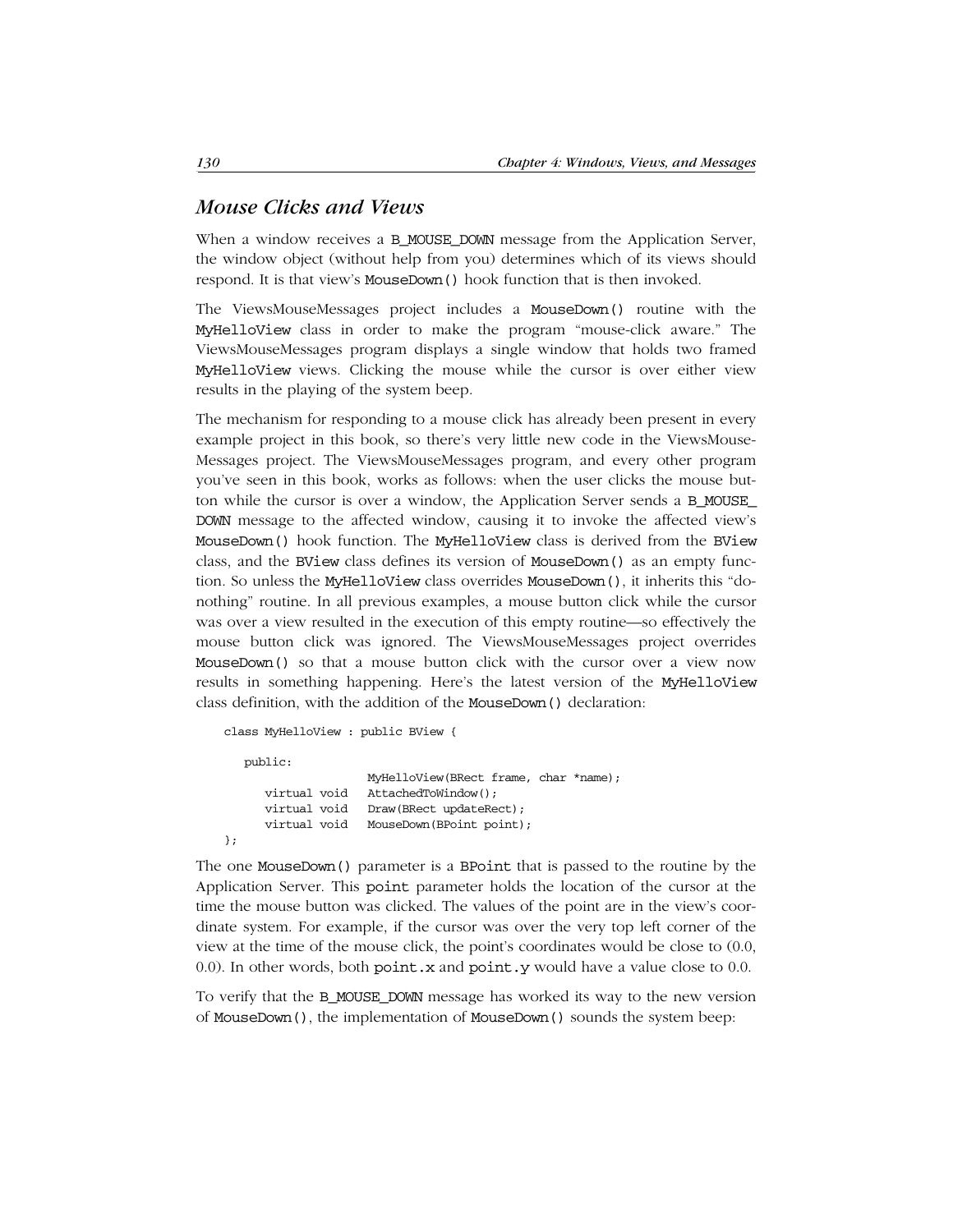## *Mouse Clicks and Views*

When a window receives a B_MOUSE_DOWN message from the Application Server, the window object (without help from you) determines which of its views should respond. It is that view's MouseDown() hook function that is then invoked.

The ViewsMouseMessages project includes a MouseDown() routine with the MyHelloView class in order to make the program "mouse-click aware." The ViewsMouseMessages program displays a single window that holds two framed MyHelloView views. Clicking the mouse while the cursor is over either view results in the playing of the system beep.

The mechanism for responding to a mouse click has already been present in every example project in this book, so there's very little new code in the ViewsMouse-Messages project. The ViewsMouseMessages program, and every other program you've seen in this book, works as follows: when the user clicks the mouse button while the cursor is over a window, the Application Server sends a B_MOUSE_DOWN message to the affected window, causing it to invoke the affected view's MouseDown() hook function. The MyHelloView class is derived from the BView class, and the BView class defines its version of MouseDown() as an empty function. So unless the MyHelloView class overrides MouseDown(), it inherits this "do-nothing" routine. In all previous examples, a mouse button click while the cursor was over a view resulted in the execution of this empty routine—so effectively the mouse button click was ignored. The ViewsMouseMessages project overrides MouseDown() so that a mouse button click with the cursor over a view now results in something happening. Here's the latest version of the MyHelloView class definition, with the addition of the MouseDown() declaration:

```
class MyHelloView : public BView {

   public:
                    MyHelloView(BRect frame, char *name);
      virtual void  AttachedToWindow();
      virtual void  Draw(BRect updateRect);
      virtual void  MouseDown(BPoint point);
};
```

The one MouseDown() parameter is a BPoint that is passed to the routine by the Application Server. This point parameter holds the location of the cursor at the time the mouse button was clicked. The values of the point are in the view's coordinate system. For example, if the cursor was over the very top left corner of the view at the time of the mouse click, the point's coordinates would be close to (0.0, 0.0). In other words, both point.x and point.y would have a value close to 0.0.

To verify that the B_MOUSE_DOWN message has worked its way to the new version of MouseDown(), the implementation of MouseDown() sounds the system beep: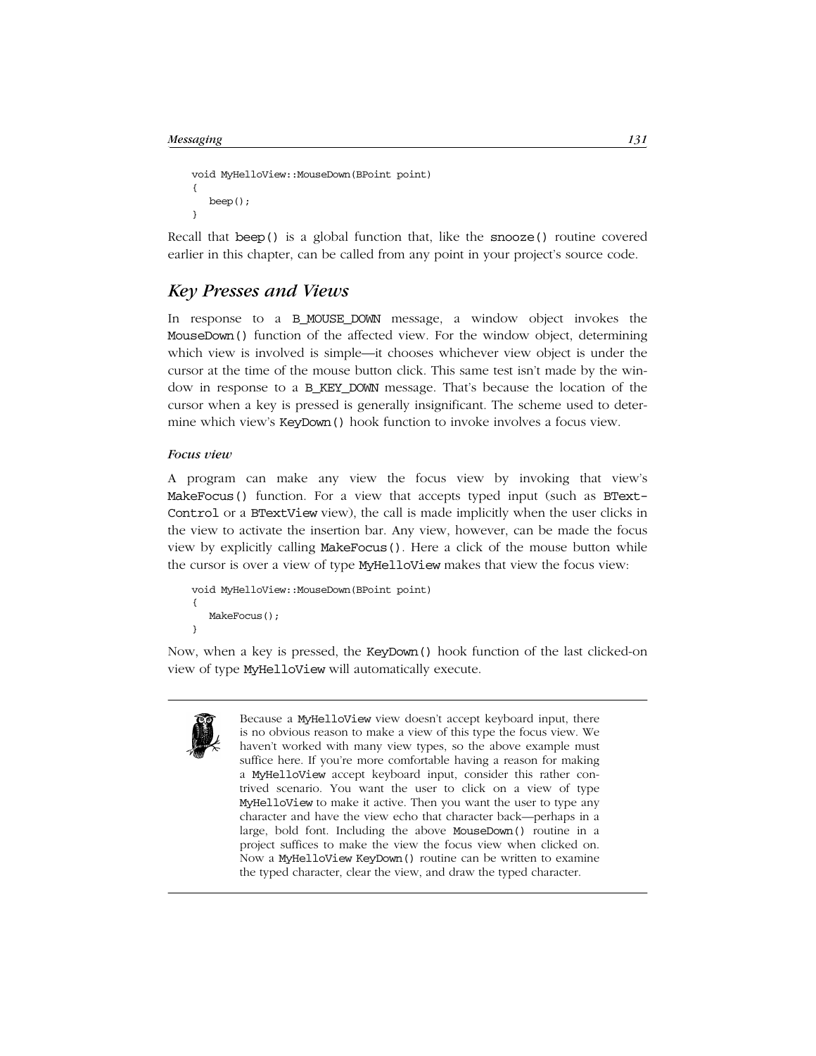```
void MyHelloView::MouseDown(BPoint point)
{
   beep();
}
```

Recall that beep() is a global function that, like the snooze() routine covered earlier in this chapter, can be called from any point in your project's source code.

## Key Presses and Views

In response to a B_MOUSE_DOWN message, a window object invokes the MouseDown() function of the affected view. For the window object, determining which view is involved is simple—it chooses whichever view object is under the cursor at the time of the mouse button click. This same test isn't made by the window in response to a B_KEY_DOWN message. That's because the location of the cursor when a key is pressed is generally insignificant. The scheme used to determine which view's KeyDown() hook function to invoke involves a focus view.

### *Focus view*

A program can make any view the focus view by invoking that view's MakeFocus() function. For a view that accepts typed input (such as BTextControl or a BTextView view), the call is made implicitly when the user clicks in the view to activate the insertion bar. Any view, however, can be made the focus view by explicitly calling MakeFocus(). Here a click of the mouse button while the cursor is over a view of type MyHelloView makes that view the focus view:

```
void MyHelloView::MouseDown(BPoint point)
{
   MakeFocus();
}
```

Now, when a key is pressed, the KeyDown() hook function of the last clicked-on view of type MyHelloView will automatically execute.

---

Because a MyHelloView view doesn't accept keyboard input, there is no obvious reason to make a view of this type the focus view. We haven't worked with many view types, so the above example must suffice here. If you're more comfortable having a reason for making a MyHelloView accept keyboard input, consider this rather contrived scenario. You want the user to click on a view of type MyHelloView to make it active. Then you want the user to type any character and have the view echo that character back—perhaps in a large, bold font. Including the above MouseDown() routine in a project suffices to make the view the focus view when clicked on. Now a MyHelloView KeyDown() routine can be written to examine the typed character, clear the view, and draw the typed character.

---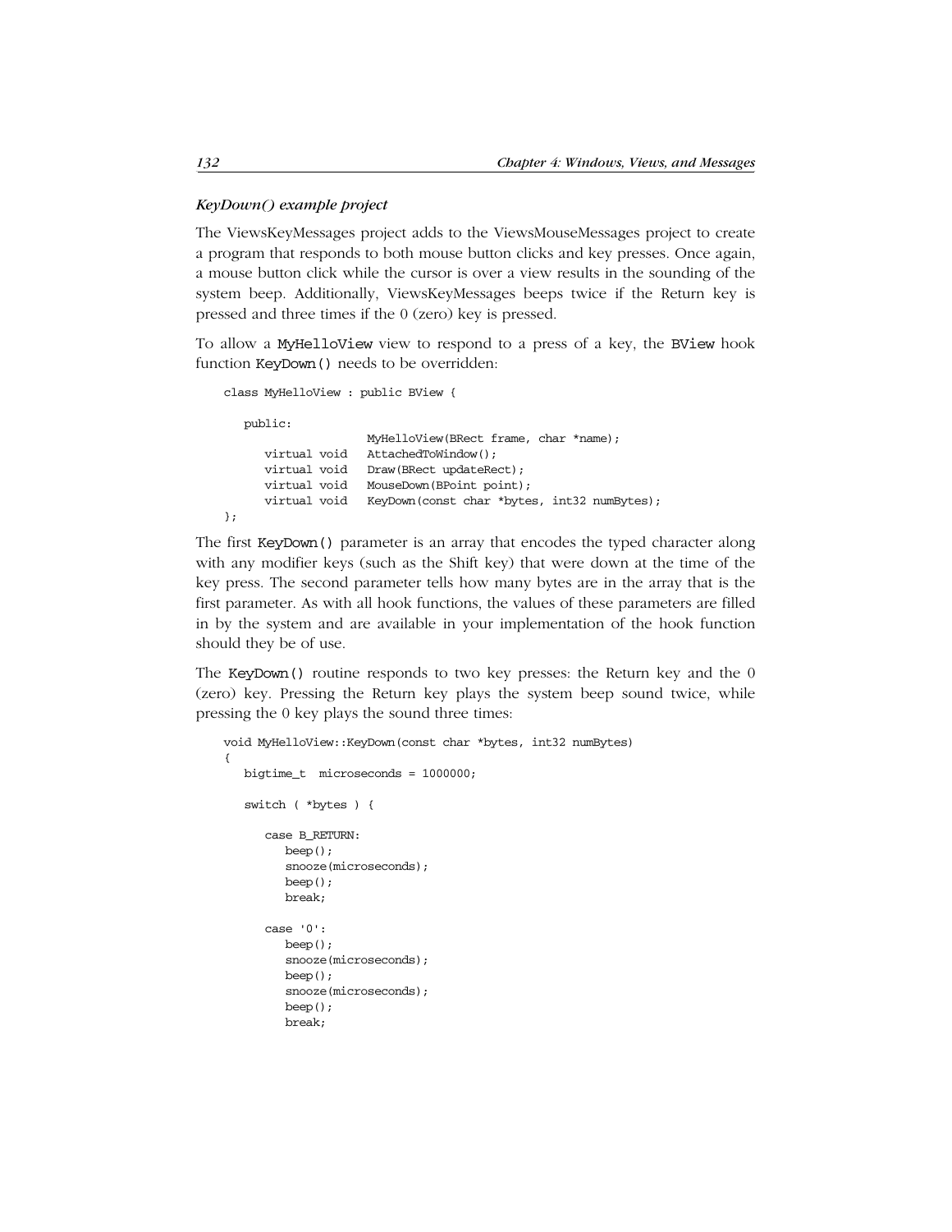#### *KeyDown() example project*

The ViewsKeyMessages project adds to the ViewsMouseMessages project to create a program that responds to both mouse button clicks and key presses. Once again, a mouse button click while the cursor is over a view results in the sounding of the system beep. Additionally, ViewsKeyMessages beeps twice if the Return key is pressed and three times if the 0 (zero) key is pressed.

To allow a `MyHelloView` view to respond to a press of a key, the `BView` hook function `KeyDown()` needs to be overridden:

```
class MyHelloView : public BView {

   public:
                     MyHelloView(BRect frame, char *name);
      virtual void   AttachedToWindow();
      virtual void   Draw(BRect updateRect);
      virtual void   MouseDown(BPoint point);
      virtual void   KeyDown(const char *bytes, int32 numBytes);
};
```

The first `KeyDown()` parameter is an array that encodes the typed character along with any modifier keys (such as the Shift key) that were down at the time of the key press. The second parameter tells how many bytes are in the array that is the first parameter. As with all hook functions, the values of these parameters are filled in by the system and are available in your implementation of the hook function should they be of use.

The `KeyDown()` routine responds to two key presses: the Return key and the 0 (zero) key. Pressing the Return key plays the system beep sound twice, while pressing the 0 key plays the sound three times:

```
void MyHelloView::KeyDown(const char *bytes, int32 numBytes)
{
   bigtime_t  microseconds = 1000000;

   switch ( *bytes ) {

      case B_RETURN:
         beep();
         snooze(microseconds);
         beep();
         break;

      case '0':
         beep();
         snooze(microseconds);
         beep();
         snooze(microseconds);
         beep();
         break;
```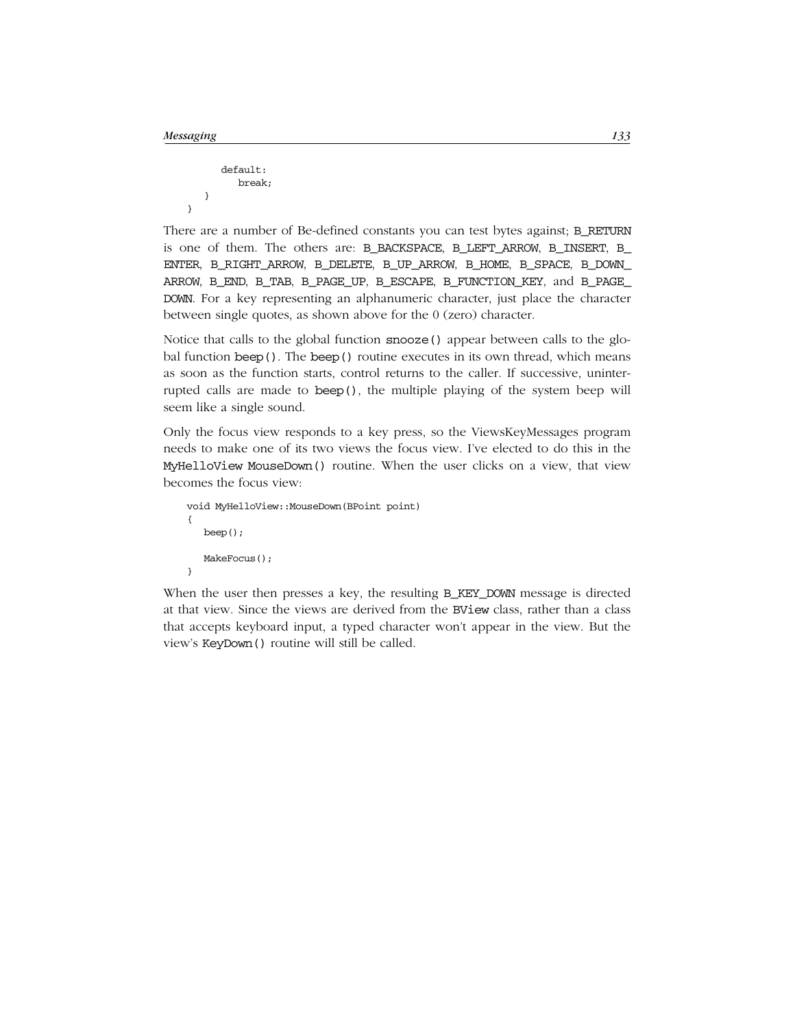```
      default:
         break;
   }
}
```

There are a number of Be-defined constants you can test bytes against; B_RETURN is one of them. The others are: B_BACKSPACE, B_LEFT_ARROW, B_INSERT, B_ENTER, B_RIGHT_ARROW, B_DELETE, B_UP_ARROW, B_HOME, B_SPACE, B_DOWN_ARROW, B_END, B_TAB, B_PAGE_UP, B_ESCAPE, B_FUNCTION_KEY, and B_PAGE_DOWN. For a key representing an alphanumeric character, just place the character between single quotes, as shown above for the 0 (zero) character.

Notice that calls to the global function snooze() appear between calls to the global function beep(). The beep() routine executes in its own thread, which means as soon as the function starts, control returns to the caller. If successive, uninterrupted calls are made to beep(), the multiple playing of the system beep will seem like a single sound.

Only the focus view responds to a key press, so the ViewsKeyMessages program needs to make one of its two views the focus view. I've elected to do this in the MyHelloView MouseDown() routine. When the user clicks on a view, that view becomes the focus view:

```
void MyHelloView::MouseDown(BPoint point)
{
   beep();

   MakeFocus();
}
```

When the user then presses a key, the resulting B_KEY_DOWN message is directed at that view. Since the views are derived from the BView class, rather than a class that accepts keyboard input, a typed character won't appear in the view. But the view's KeyDown() routine will still be called.